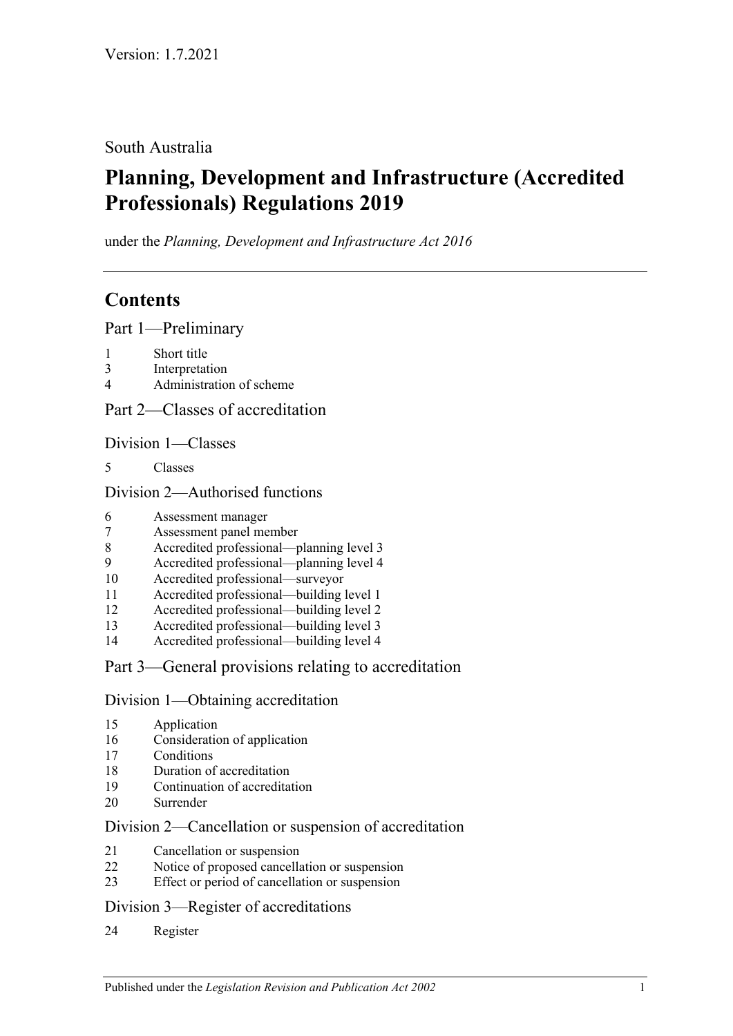Version: 1.7.2021

South Australia

# Planning, Development and Infrastructure (Accredited Professionals) Regulations 2019

under the *Planning, Development and Infrastructure Act 2016*

## Contents

### Part 1—Preliminary

1 Short title
3 Interpretation
4 Administration of scheme

### Part 2—Classes of accreditation

#### Division 1—Classes

5 Classes

#### Division 2—Authorised functions

6 Assessment manager
7 Assessment panel member
8 Accredited professional—planning level 3
9 Accredited professional—planning level 4
10 Accredited professional—surveyor
11 Accredited professional—building level 1
12 Accredited professional—building level 2
13 Accredited professional—building level 3
14 Accredited professional—building level 4

### Part 3—General provisions relating to accreditation

#### Division 1—Obtaining accreditation

15 Application
16 Consideration of application
17 Conditions
18 Duration of accreditation
19 Continuation of accreditation
20 Surrender

#### Division 2—Cancellation or suspension of accreditation

21 Cancellation or suspension
22 Notice of proposed cancellation or suspension
23 Effect or period of cancellation or suspension

#### Division 3—Register of accreditations

24 Register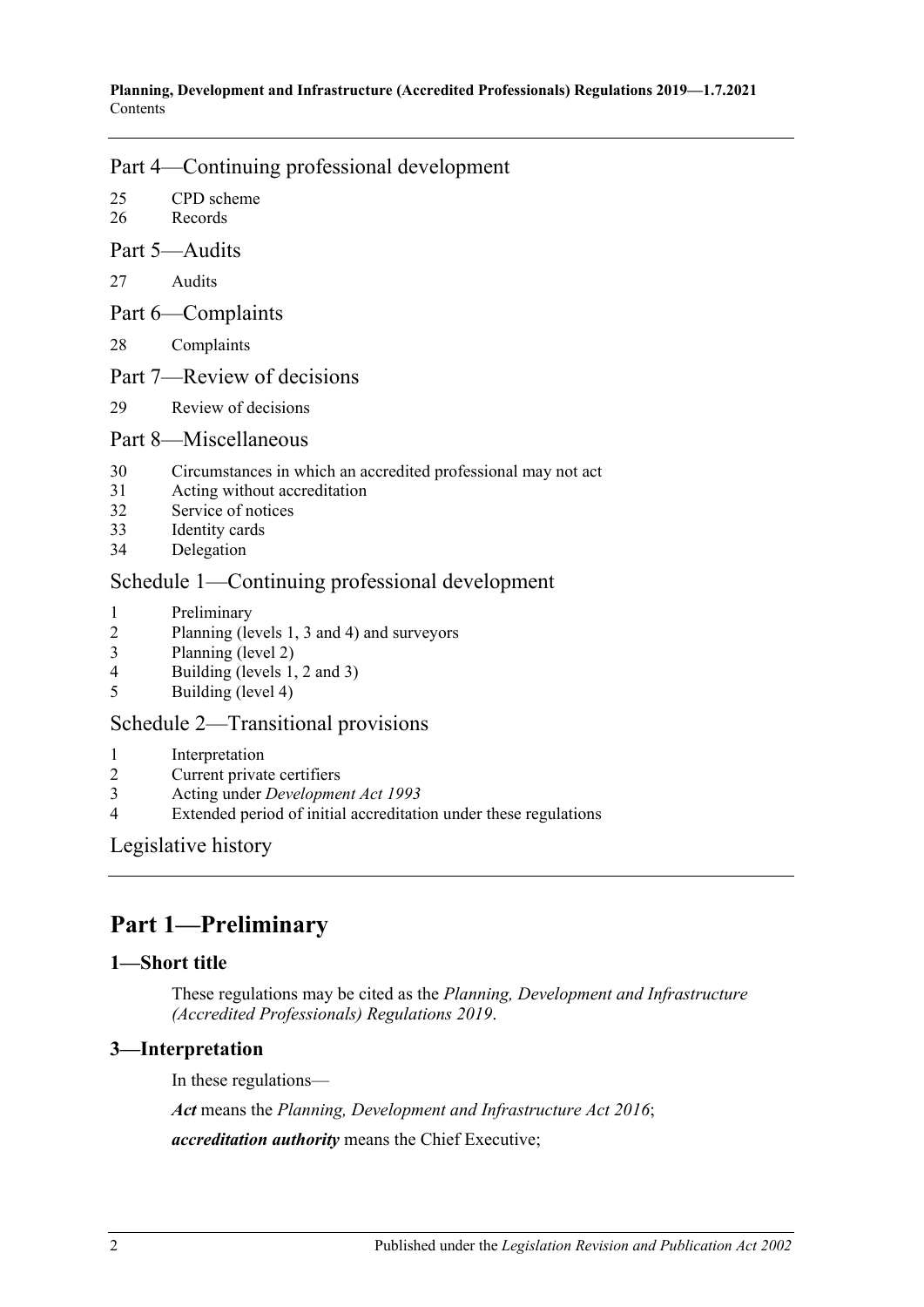## Part 4—Continuing professional development

25 CPD scheme
26 Records

## Part 5—Audits

27 Audits

## Part 6—Complaints

28 Complaints

## Part 7—Review of decisions

29 Review of decisions

## Part 8—Miscellaneous

30 Circumstances in which an accredited professional may not act
31 Acting without accreditation
32 Service of notices
33 Identity cards
34 Delegation

## Schedule 1—Continuing professional development

1 Preliminary
2 Planning (levels 1, 3 and 4) and surveyors
3 Planning (level 2)
4 Building (levels 1, 2 and 3)
5 Building (level 4)

## Schedule 2—Transitional provisions

1 Interpretation
2 Current private certifiers
3 Acting under *Development Act 1993*
4 Extended period of initial accreditation under these regulations

## Legislative history

# Part 1—Preliminary

### 1—Short title

These regulations may be cited as the *Planning, Development and Infrastructure (Accredited Professionals) Regulations 2019*.

### 3—Interpretation

In these regulations—

***Act*** means the *Planning, Development and Infrastructure Act 2016*;

***accreditation authority*** means the Chief Executive;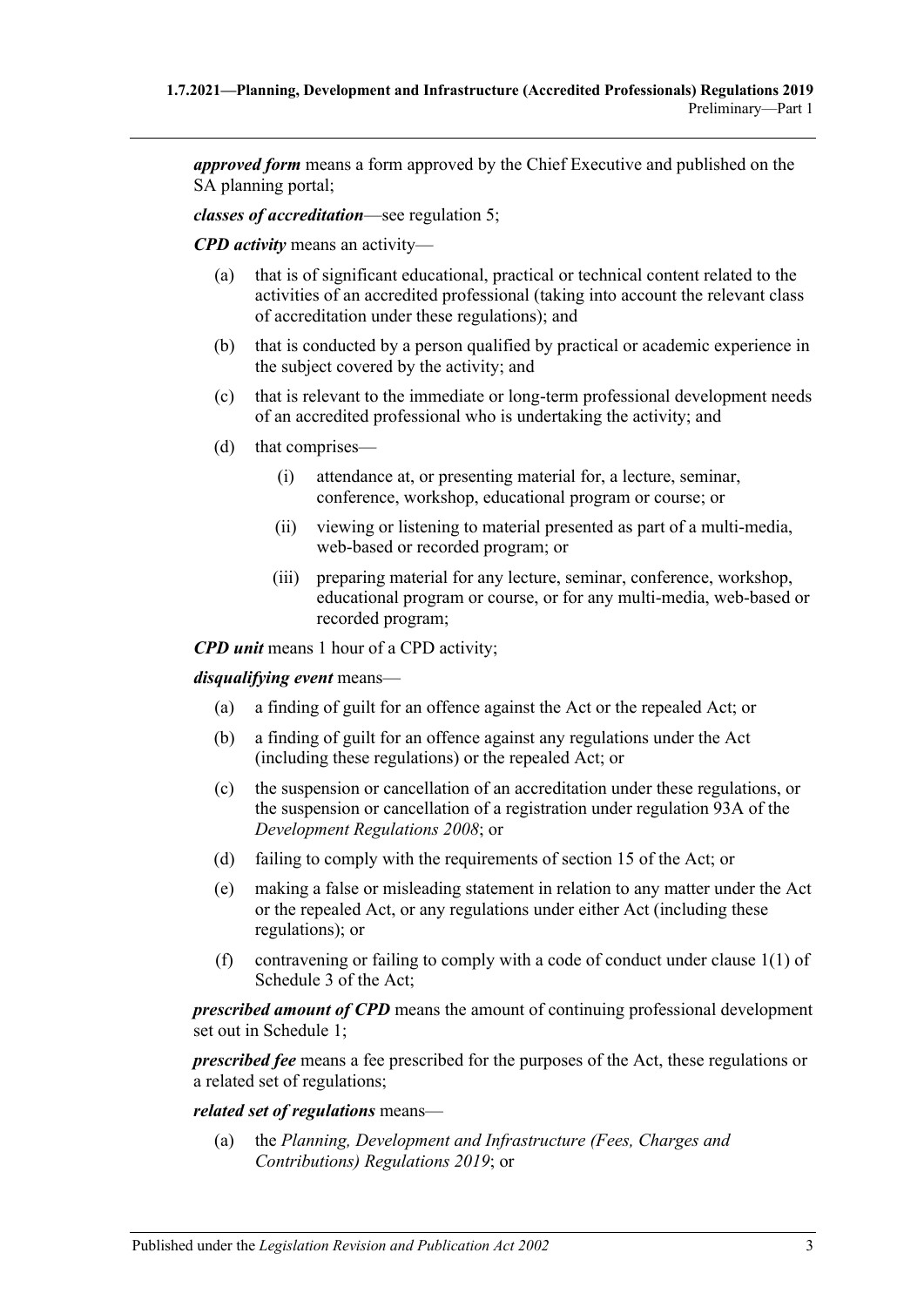***approved form*** means a form approved by the Chief Executive and published on the SA planning portal;

***classes of accreditation***—see regulation 5;

***CPD activity*** means an activity—

(a) that is of significant educational, practical or technical content related to the activities of an accredited professional (taking into account the relevant class of accreditation under these regulations); and

(b) that is conducted by a person qualified by practical or academic experience in the subject covered by the activity; and

(c) that is relevant to the immediate or long-term professional development needs of an accredited professional who is undertaking the activity; and

(d) that comprises—

(i) attendance at, or presenting material for, a lecture, seminar, conference, workshop, educational program or course; or

(ii) viewing or listening to material presented as part of a multi-media, web-based or recorded program; or

(iii) preparing material for any lecture, seminar, conference, workshop, educational program or course, or for any multi-media, web-based or recorded program;

***CPD unit*** means 1 hour of a CPD activity;

***disqualifying event*** means—

(a) a finding of guilt for an offence against the Act or the repealed Act; or

(b) a finding of guilt for an offence against any regulations under the Act (including these regulations) or the repealed Act; or

(c) the suspension or cancellation of an accreditation under these regulations, or the suspension or cancellation of a registration under regulation 93A of the *Development Regulations 2008*; or

(d) failing to comply with the requirements of section 15 of the Act; or

(e) making a false or misleading statement in relation to any matter under the Act or the repealed Act, or any regulations under either Act (including these regulations); or

(f) contravening or failing to comply with a code of conduct under clause 1(1) of Schedule 3 of the Act;

***prescribed amount of CPD*** means the amount of continuing professional development set out in Schedule 1;

***prescribed fee*** means a fee prescribed for the purposes of the Act, these regulations or a related set of regulations;

***related set of regulations*** means—

(a) the *Planning, Development and Infrastructure (Fees, Charges and Contributions) Regulations 2019*; or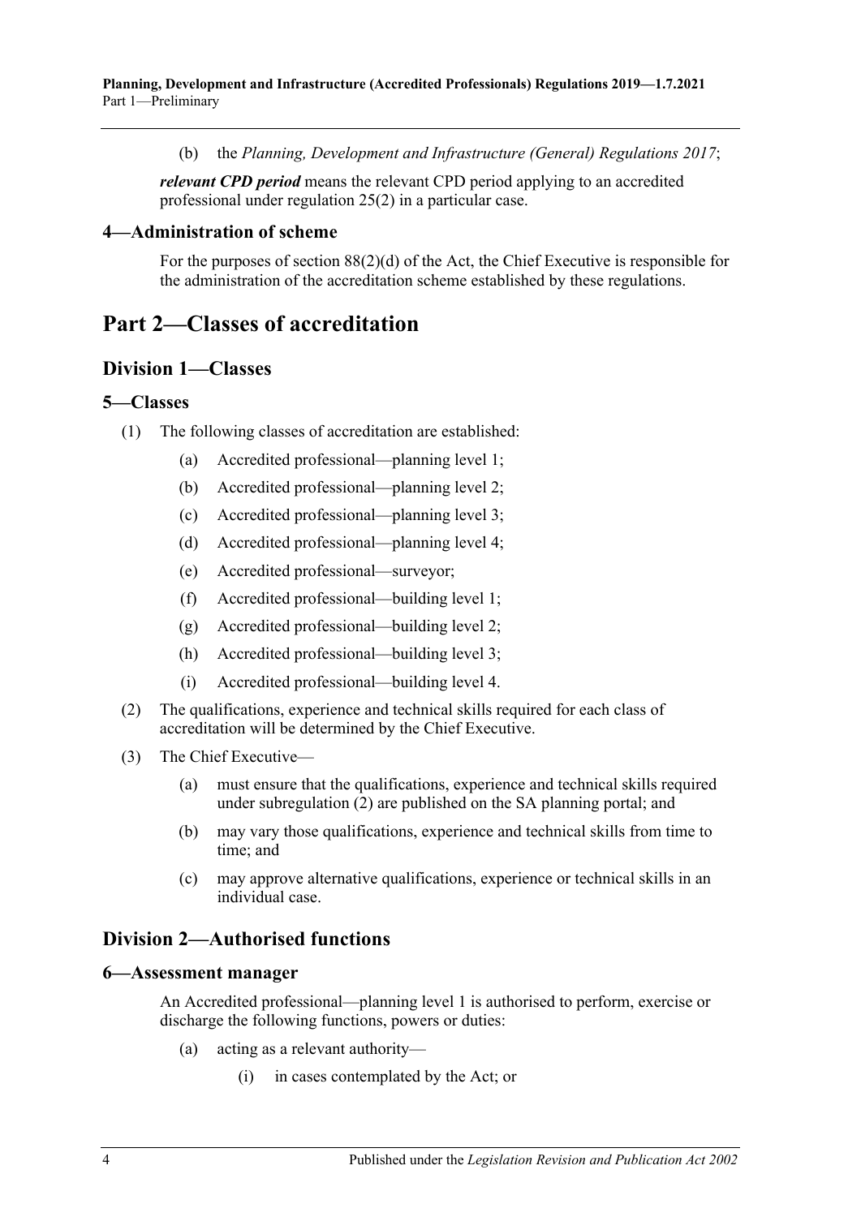(b) the *Planning, Development and Infrastructure (General) Regulations 2017*;

***relevant CPD period*** means the relevant CPD period applying to an accredited professional under regulation 25(2) in a particular case.

### 4—Administration of scheme

For the purposes of section 88(2)(d) of the Act, the Chief Executive is responsible for the administration of the accreditation scheme established by these regulations.

# Part 2—Classes of accreditation

## Division 1—Classes

### 5—Classes

(1) The following classes of accreditation are established:

(a) Accredited professional—planning level 1;

(b) Accredited professional—planning level 2;

(c) Accredited professional—planning level 3;

(d) Accredited professional—planning level 4;

(e) Accredited professional—surveyor;

(f) Accredited professional—building level 1;

(g) Accredited professional—building level 2;

(h) Accredited professional—building level 3;

(i) Accredited professional—building level 4.

(2) The qualifications, experience and technical skills required for each class of accreditation will be determined by the Chief Executive.

(3) The Chief Executive—

(a) must ensure that the qualifications, experience and technical skills required under subregulation (2) are published on the SA planning portal; and

(b) may vary those qualifications, experience and technical skills from time to time; and

(c) may approve alternative qualifications, experience or technical skills in an individual case.

## Division 2—Authorised functions

### 6—Assessment manager

An Accredited professional—planning level 1 is authorised to perform, exercise or discharge the following functions, powers or duties:

(a) acting as a relevant authority—

(i) in cases contemplated by the Act; or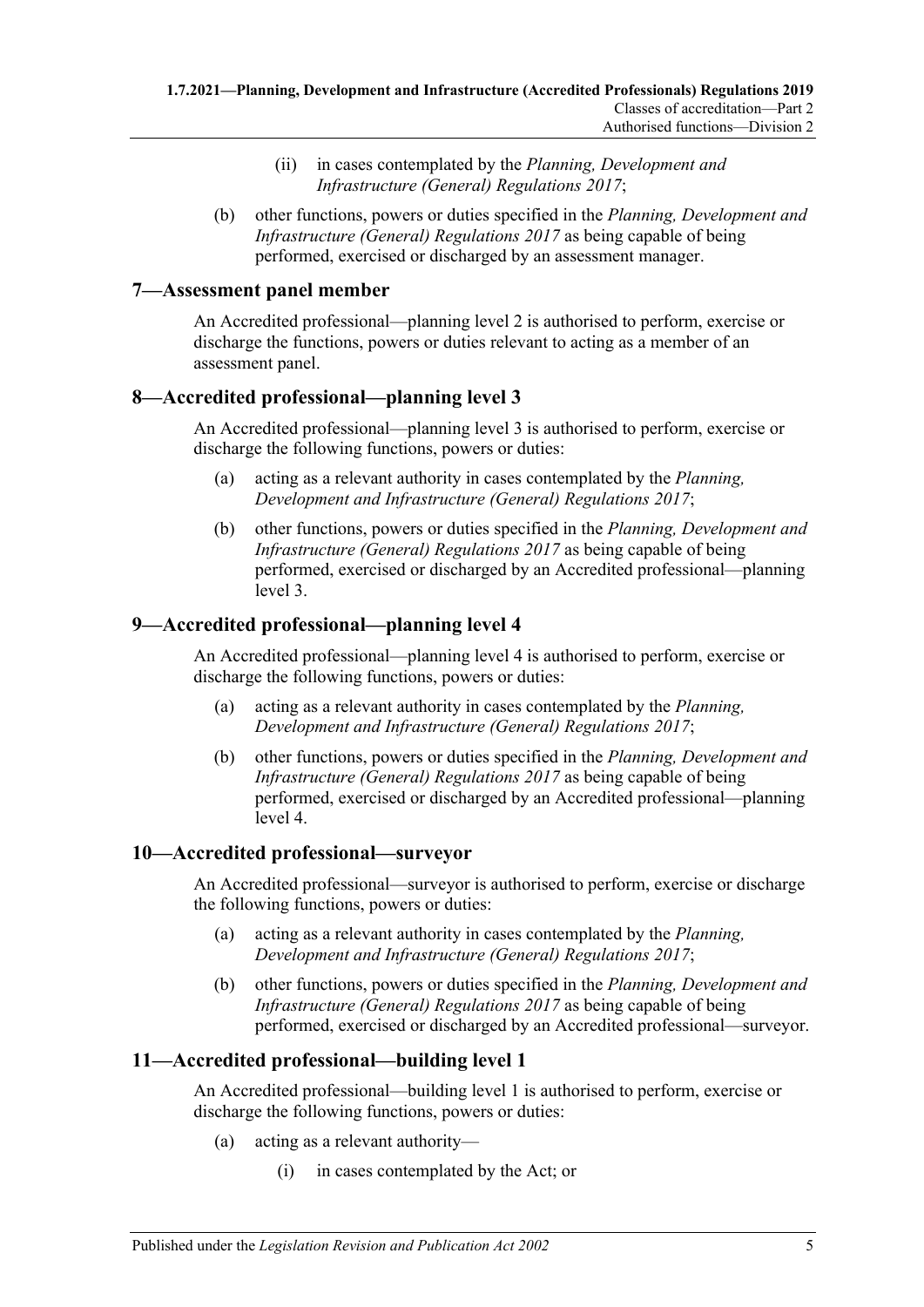(ii) in cases contemplated by the *Planning, Development and Infrastructure (General) Regulations 2017*;

(b) other functions, powers or duties specified in the *Planning, Development and Infrastructure (General) Regulations 2017* as being capable of being performed, exercised or discharged by an assessment manager.

## 7—Assessment panel member

An Accredited professional—planning level 2 is authorised to perform, exercise or discharge the functions, powers or duties relevant to acting as a member of an assessment panel.

## 8—Accredited professional—planning level 3

An Accredited professional—planning level 3 is authorised to perform, exercise or discharge the following functions, powers or duties:

(a) acting as a relevant authority in cases contemplated by the *Planning, Development and Infrastructure (General) Regulations 2017*;

(b) other functions, powers or duties specified in the *Planning, Development and Infrastructure (General) Regulations 2017* as being capable of being performed, exercised or discharged by an Accredited professional—planning level 3.

## 9—Accredited professional—planning level 4

An Accredited professional—planning level 4 is authorised to perform, exercise or discharge the following functions, powers or duties:

(a) acting as a relevant authority in cases contemplated by the *Planning, Development and Infrastructure (General) Regulations 2017*;

(b) other functions, powers or duties specified in the *Planning, Development and Infrastructure (General) Regulations 2017* as being capable of being performed, exercised or discharged by an Accredited professional—planning level 4.

## 10—Accredited professional—surveyor

An Accredited professional—surveyor is authorised to perform, exercise or discharge the following functions, powers or duties:

(a) acting as a relevant authority in cases contemplated by the *Planning, Development and Infrastructure (General) Regulations 2017*;

(b) other functions, powers or duties specified in the *Planning, Development and Infrastructure (General) Regulations 2017* as being capable of being performed, exercised or discharged by an Accredited professional—surveyor.

## 11—Accredited professional—building level 1

An Accredited professional—building level 1 is authorised to perform, exercise or discharge the following functions, powers or duties:

(a) acting as a relevant authority—

(i) in cases contemplated by the Act; or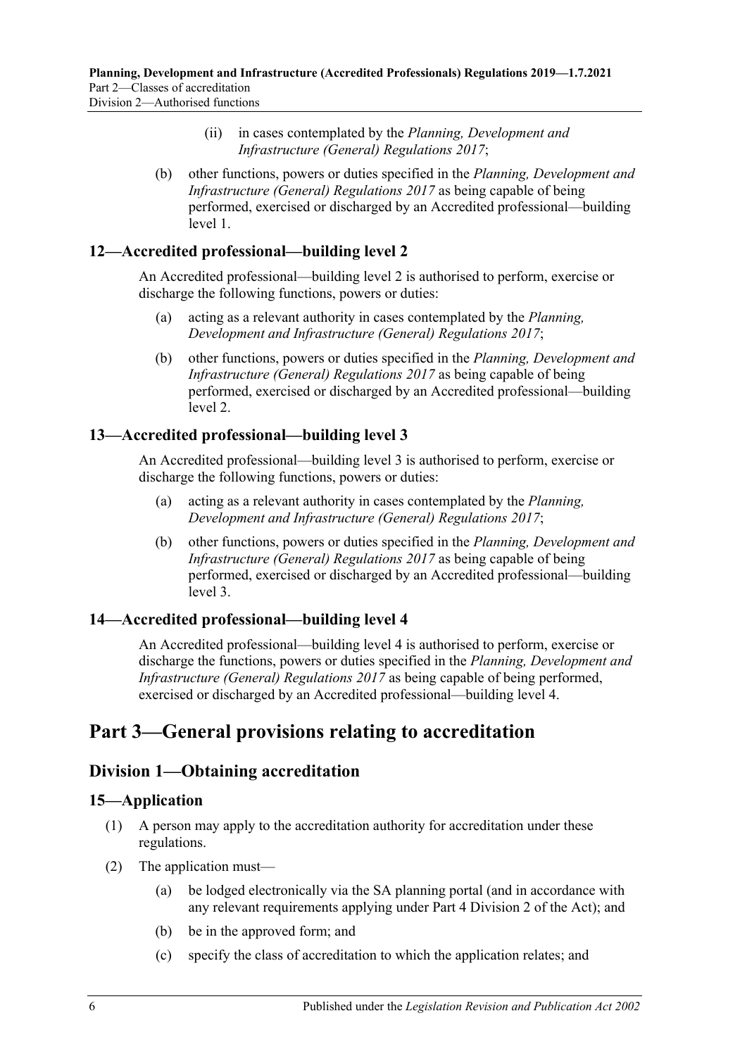(ii) in cases contemplated by the *Planning, Development and Infrastructure (General) Regulations 2017*;

(b) other functions, powers or duties specified in the *Planning, Development and Infrastructure (General) Regulations 2017* as being capable of being performed, exercised or discharged by an Accredited professional—building level 1.

### 12—Accredited professional—building level 2

An Accredited professional—building level 2 is authorised to perform, exercise or discharge the following functions, powers or duties:

(a) acting as a relevant authority in cases contemplated by the *Planning, Development and Infrastructure (General) Regulations 2017*;

(b) other functions, powers or duties specified in the *Planning, Development and Infrastructure (General) Regulations 2017* as being capable of being performed, exercised or discharged by an Accredited professional—building level 2.

### 13—Accredited professional—building level 3

An Accredited professional—building level 3 is authorised to perform, exercise or discharge the following functions, powers or duties:

(a) acting as a relevant authority in cases contemplated by the *Planning, Development and Infrastructure (General) Regulations 2017*;

(b) other functions, powers or duties specified in the *Planning, Development and Infrastructure (General) Regulations 2017* as being capable of being performed, exercised or discharged by an Accredited professional—building level 3.

### 14—Accredited professional—building level 4

An Accredited professional—building level 4 is authorised to perform, exercise or discharge the functions, powers or duties specified in the *Planning, Development and Infrastructure (General) Regulations 2017* as being capable of being performed, exercised or discharged by an Accredited professional—building level 4.

# Part 3—General provisions relating to accreditation

## Division 1—Obtaining accreditation

### 15—Application

(1) A person may apply to the accreditation authority for accreditation under these regulations.

(2) The application must—

(a) be lodged electronically via the SA planning portal (and in accordance with any relevant requirements applying under Part 4 Division 2 of the Act); and

(b) be in the approved form; and

(c) specify the class of accreditation to which the application relates; and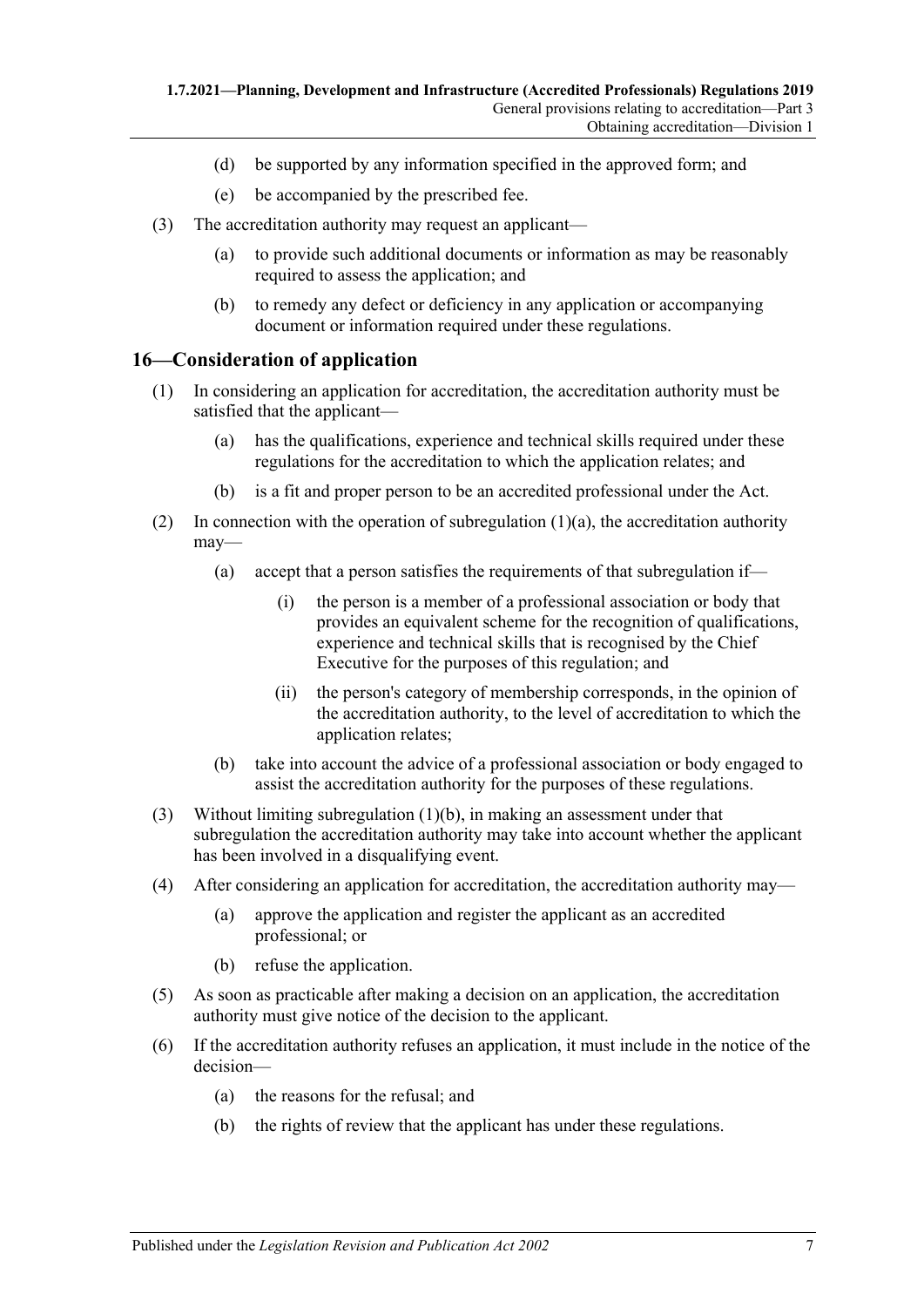(d) be supported by any information specified in the approved form; and

(e) be accompanied by the prescribed fee.

(3) The accreditation authority may request an applicant—

(a) to provide such additional documents or information as may be reasonably required to assess the application; and

(b) to remedy any defect or deficiency in any application or accompanying document or information required under these regulations.

## 16—Consideration of application

(1) In considering an application for accreditation, the accreditation authority must be satisfied that the applicant—

(a) has the qualifications, experience and technical skills required under these regulations for the accreditation to which the application relates; and

(b) is a fit and proper person to be an accredited professional under the Act.

(2) In connection with the operation of subregulation (1)(a), the accreditation authority may—

(a) accept that a person satisfies the requirements of that subregulation if—

(i) the person is a member of a professional association or body that provides an equivalent scheme for the recognition of qualifications, experience and technical skills that is recognised by the Chief Executive for the purposes of this regulation; and

(ii) the person's category of membership corresponds, in the opinion of the accreditation authority, to the level of accreditation to which the application relates;

(b) take into account the advice of a professional association or body engaged to assist the accreditation authority for the purposes of these regulations.

(3) Without limiting subregulation (1)(b), in making an assessment under that subregulation the accreditation authority may take into account whether the applicant has been involved in a disqualifying event.

(4) After considering an application for accreditation, the accreditation authority may—

(a) approve the application and register the applicant as an accredited professional; or

(b) refuse the application.

(5) As soon as practicable after making a decision on an application, the accreditation authority must give notice of the decision to the applicant.

(6) If the accreditation authority refuses an application, it must include in the notice of the decision—

(a) the reasons for the refusal; and

(b) the rights of review that the applicant has under these regulations.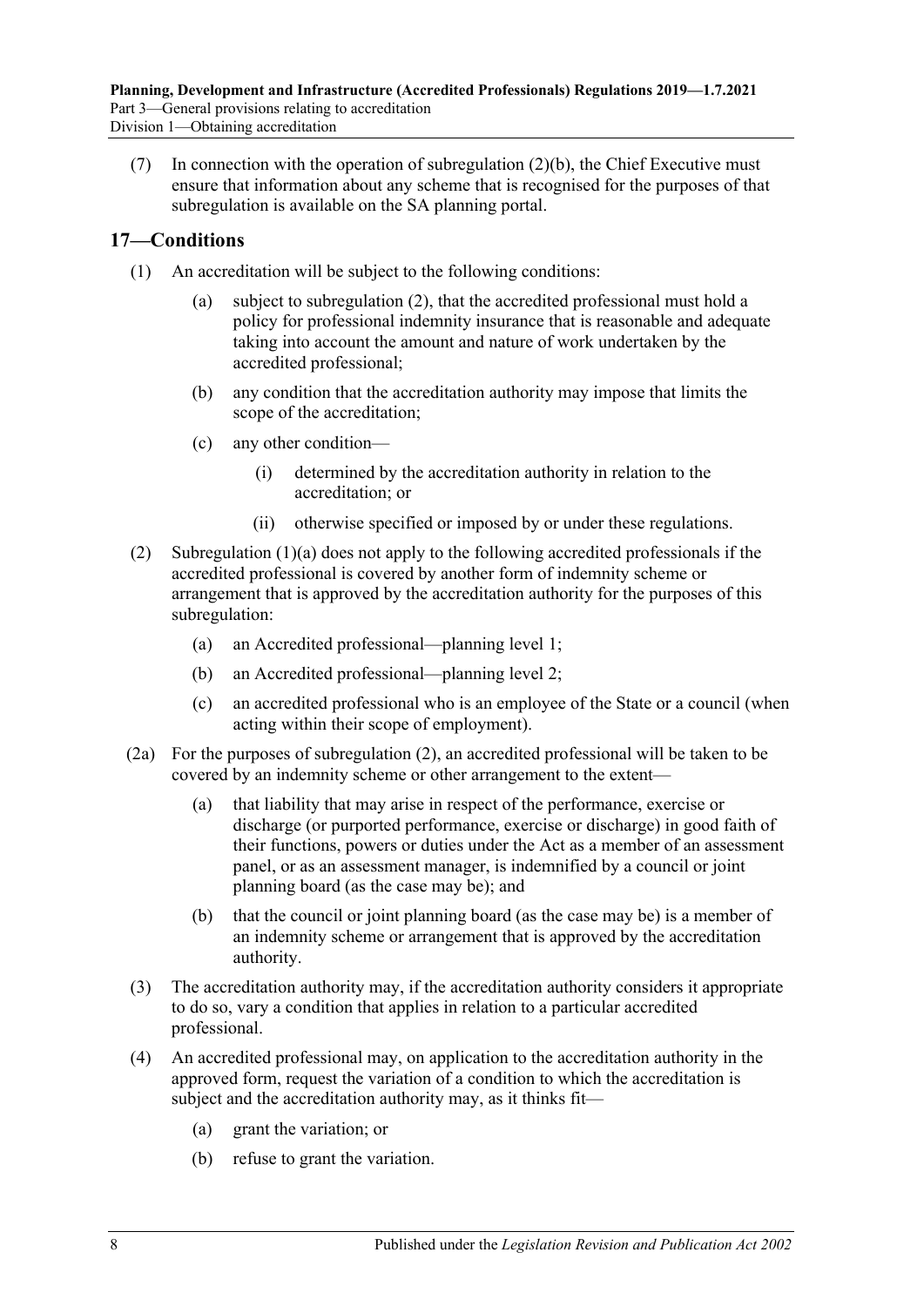(7) In connection with the operation of subregulation (2)(b), the Chief Executive must ensure that information about any scheme that is recognised for the purposes of that subregulation is available on the SA planning portal.

## 17—Conditions

(1) An accreditation will be subject to the following conditions:

(a) subject to subregulation (2), that the accredited professional must hold a policy for professional indemnity insurance that is reasonable and adequate taking into account the amount and nature of work undertaken by the accredited professional;

(b) any condition that the accreditation authority may impose that limits the scope of the accreditation;

(c) any other condition—

(i) determined by the accreditation authority in relation to the accreditation; or

(ii) otherwise specified or imposed by or under these regulations.

(2) Subregulation (1)(a) does not apply to the following accredited professionals if the accredited professional is covered by another form of indemnity scheme or arrangement that is approved by the accreditation authority for the purposes of this subregulation:

(a) an Accredited professional—planning level 1;

(b) an Accredited professional—planning level 2;

(c) an accredited professional who is an employee of the State or a council (when acting within their scope of employment).

(2a) For the purposes of subregulation (2), an accredited professional will be taken to be covered by an indemnity scheme or other arrangement to the extent—

(a) that liability that may arise in respect of the performance, exercise or discharge (or purported performance, exercise or discharge) in good faith of their functions, powers or duties under the Act as a member of an assessment panel, or as an assessment manager, is indemnified by a council or joint planning board (as the case may be); and

(b) that the council or joint planning board (as the case may be) is a member of an indemnity scheme or arrangement that is approved by the accreditation authority.

(3) The accreditation authority may, if the accreditation authority considers it appropriate to do so, vary a condition that applies in relation to a particular accredited professional.

(4) An accredited professional may, on application to the accreditation authority in the approved form, request the variation of a condition to which the accreditation is subject and the accreditation authority may, as it thinks fit—

(a) grant the variation; or

(b) refuse to grant the variation.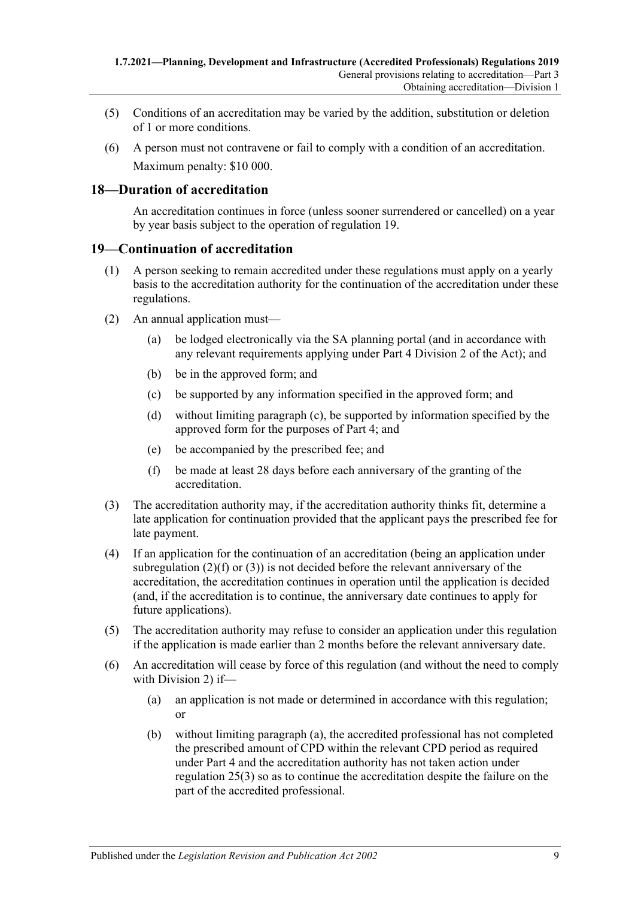(5) Conditions of an accreditation may be varied by the addition, substitution or deletion of 1 or more conditions.

(6) A person must not contravene or fail to comply with a condition of an accreditation.

Maximum penalty: $10 000.

## 18—Duration of accreditation

An accreditation continues in force (unless sooner surrendered or cancelled) on a year by year basis subject to the operation of regulation 19.

## 19—Continuation of accreditation

(1) A person seeking to remain accredited under these regulations must apply on a yearly basis to the accreditation authority for the continuation of the accreditation under these regulations.

(2) An annual application must—

- (a) be lodged electronically via the SA planning portal (and in accordance with any relevant requirements applying under Part 4 Division 2 of the Act); and
- (b) be in the approved form; and
- (c) be supported by any information specified in the approved form; and
- (d) without limiting paragraph (c), be supported by information specified by the approved form for the purposes of Part 4; and
- (e) be accompanied by the prescribed fee; and
- (f) be made at least 28 days before each anniversary of the granting of the accreditation.

(3) The accreditation authority may, if the accreditation authority thinks fit, determine a late application for continuation provided that the applicant pays the prescribed fee for late payment.

(4) If an application for the continuation of an accreditation (being an application under subregulation (2)(f) or (3)) is not decided before the relevant anniversary of the accreditation, the accreditation continues in operation until the application is decided (and, if the accreditation is to continue, the anniversary date continues to apply for future applications).

(5) The accreditation authority may refuse to consider an application under this regulation if the application is made earlier than 2 months before the relevant anniversary date.

(6) An accreditation will cease by force of this regulation (and without the need to comply with Division 2) if—

- (a) an application is not made or determined in accordance with this regulation; or
- (b) without limiting paragraph (a), the accredited professional has not completed the prescribed amount of CPD within the relevant CPD period as required under Part 4 and the accreditation authority has not taken action under regulation 25(3) so as to continue the accreditation despite the failure on the part of the accredited professional.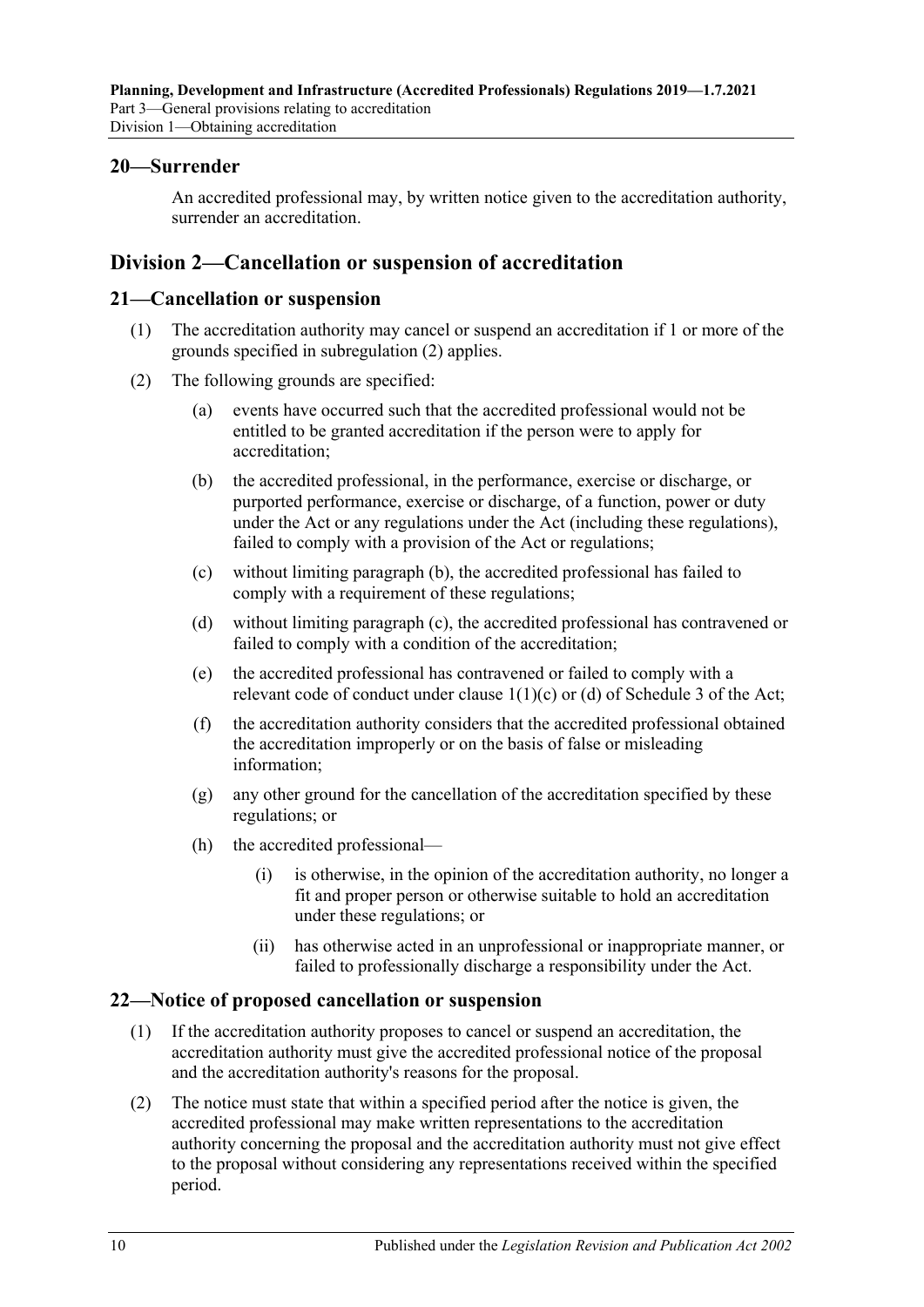## 20—Surrender

An accredited professional may, by written notice given to the accreditation authority, surrender an accreditation.

# Division 2—Cancellation or suspension of accreditation

## 21—Cancellation or suspension

(1) The accreditation authority may cancel or suspend an accreditation if 1 or more of the grounds specified in subregulation (2) applies.

(2) The following grounds are specified:

- (a) events have occurred such that the accredited professional would not be entitled to be granted accreditation if the person were to apply for accreditation;
- (b) the accredited professional, in the performance, exercise or discharge, or purported performance, exercise or discharge, of a function, power or duty under the Act or any regulations under the Act (including these regulations), failed to comply with a provision of the Act or regulations;
- (c) without limiting paragraph (b), the accredited professional has failed to comply with a requirement of these regulations;
- (d) without limiting paragraph (c), the accredited professional has contravened or failed to comply with a condition of the accreditation;
- (e) the accredited professional has contravened or failed to comply with a relevant code of conduct under clause 1(1)(c) or (d) of Schedule 3 of the Act;
- (f) the accreditation authority considers that the accredited professional obtained the accreditation improperly or on the basis of false or misleading information;
- (g) any other ground for the cancellation of the accreditation specified by these regulations; or
- (h) the accredited professional—
  - (i) is otherwise, in the opinion of the accreditation authority, no longer a fit and proper person or otherwise suitable to hold an accreditation under these regulations; or
  - (ii) has otherwise acted in an unprofessional or inappropriate manner, or failed to professionally discharge a responsibility under the Act.

## 22—Notice of proposed cancellation or suspension

(1) If the accreditation authority proposes to cancel or suspend an accreditation, the accreditation authority must give the accredited professional notice of the proposal and the accreditation authority's reasons for the proposal.

(2) The notice must state that within a specified period after the notice is given, the accredited professional may make written representations to the accreditation authority concerning the proposal and the accreditation authority must not give effect to the proposal without considering any representations received within the specified period.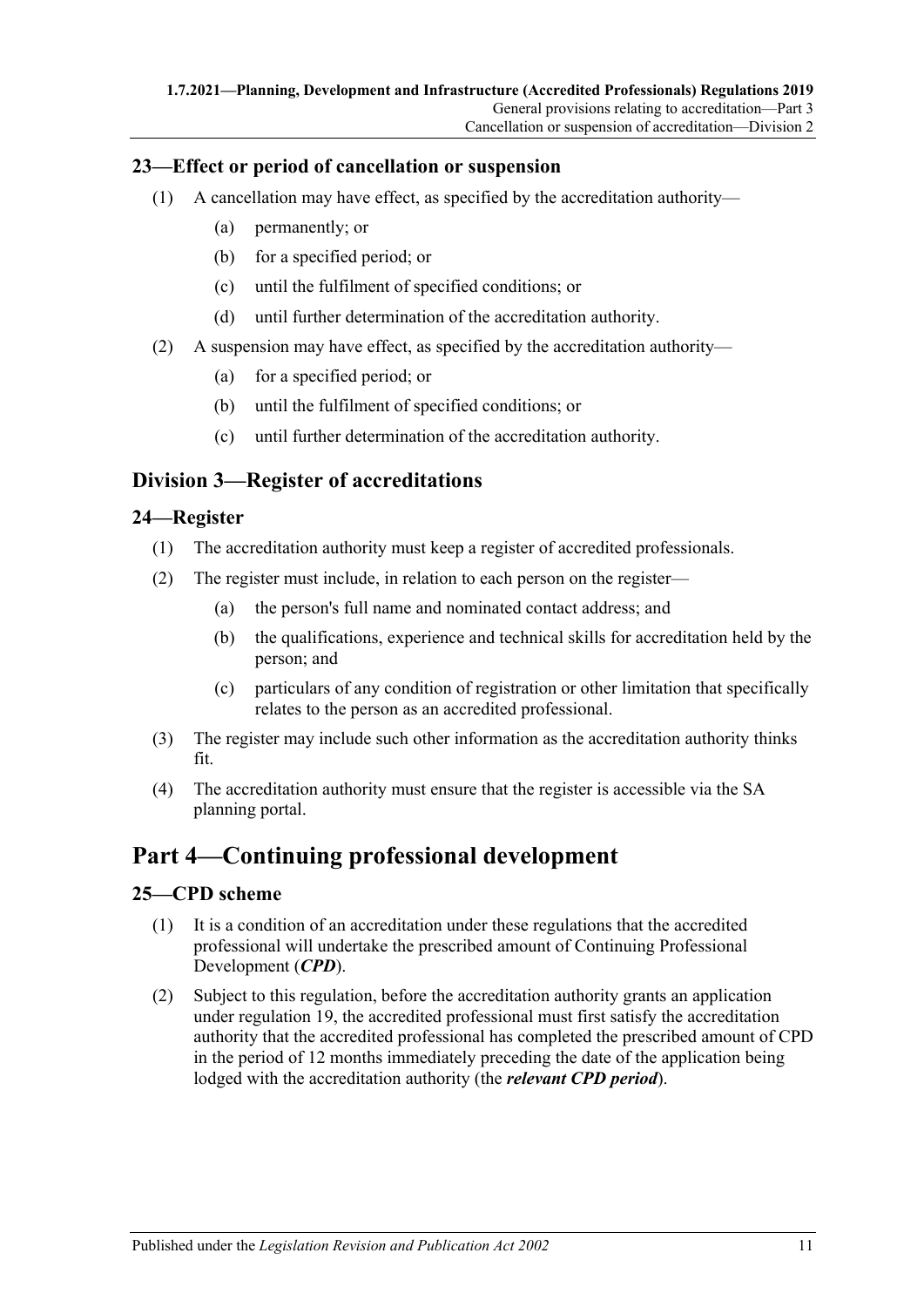## 23—Effect or period of cancellation or suspension

(1) A cancellation may have effect, as specified by the accreditation authority—

(a) permanently; or

(b) for a specified period; or

(c) until the fulfilment of specified conditions; or

(d) until further determination of the accreditation authority.

(2) A suspension may have effect, as specified by the accreditation authority—

(a) for a specified period; or

(b) until the fulfilment of specified conditions; or

(c) until further determination of the accreditation authority.

# Division 3—Register of accreditations

## 24—Register

(1) The accreditation authority must keep a register of accredited professionals.

(2) The register must include, in relation to each person on the register—

(a) the person's full name and nominated contact address; and

(b) the qualifications, experience and technical skills for accreditation held by the person; and

(c) particulars of any condition of registration or other limitation that specifically relates to the person as an accredited professional.

(3) The register may include such other information as the accreditation authority thinks fit.

(4) The accreditation authority must ensure that the register is accessible via the SA planning portal.

# Part 4—Continuing professional development

## 25—CPD scheme

(1) It is a condition of an accreditation under these regulations that the accredited professional will undertake the prescribed amount of Continuing Professional Development (***CPD***).

(2) Subject to this regulation, before the accreditation authority grants an application under regulation 19, the accredited professional must first satisfy the accreditation authority that the accredited professional has completed the prescribed amount of CPD in the period of 12 months immediately preceding the date of the application being lodged with the accreditation authority (the ***relevant CPD period***).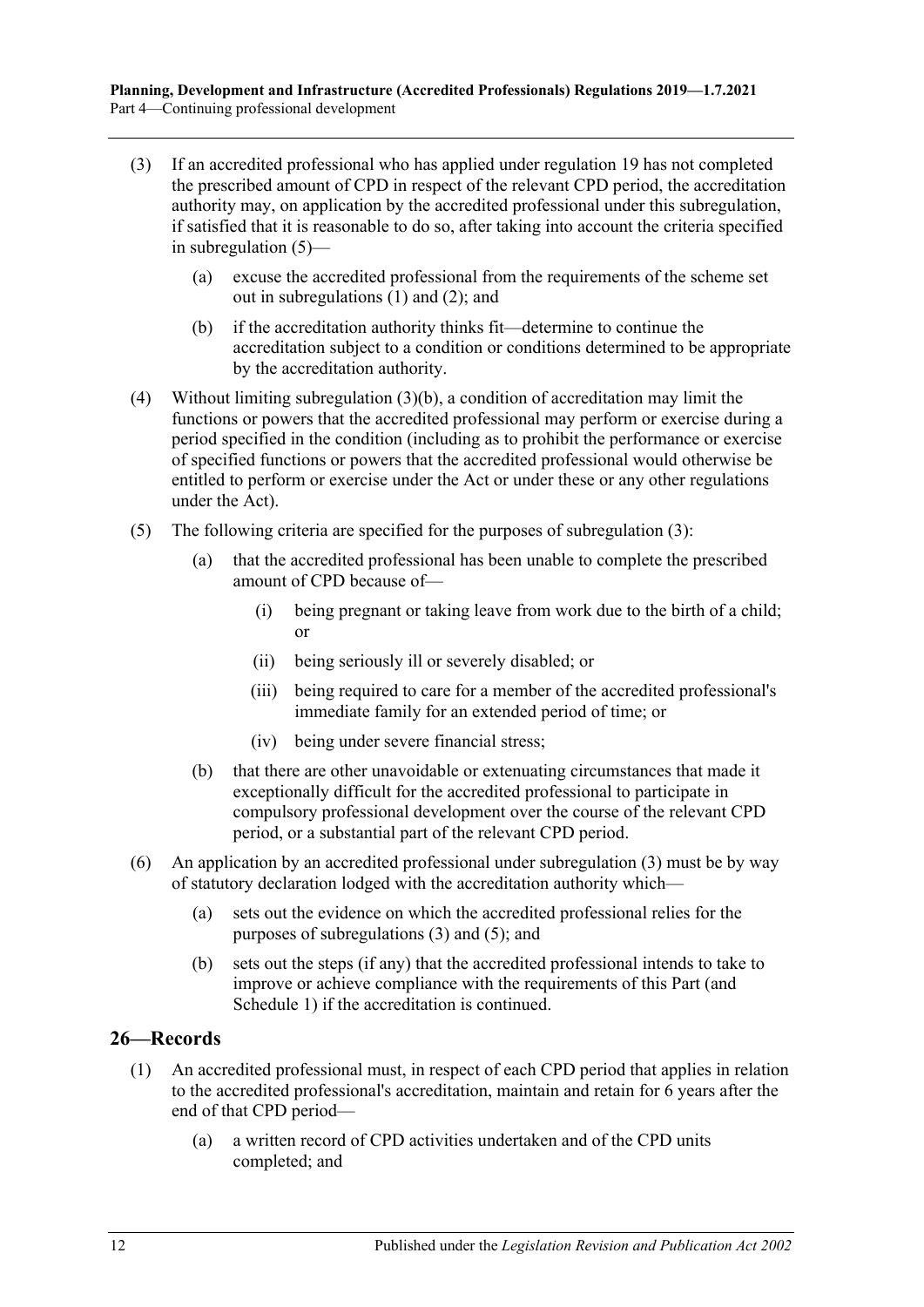(3) If an accredited professional who has applied under regulation 19 has not completed the prescribed amount of CPD in respect of the relevant CPD period, the accreditation authority may, on application by the accredited professional under this subregulation, if satisfied that it is reasonable to do so, after taking into account the criteria specified in subregulation (5)—

 (a) excuse the accredited professional from the requirements of the scheme set out in subregulations (1) and (2); and

 (b) if the accreditation authority thinks fit—determine to continue the accreditation subject to a condition or conditions determined to be appropriate by the accreditation authority.

(4) Without limiting subregulation (3)(b), a condition of accreditation may limit the functions or powers that the accredited professional may perform or exercise during a period specified in the condition (including as to prohibit the performance or exercise of specified functions or powers that the accredited professional would otherwise be entitled to perform or exercise under the Act or under these or any other regulations under the Act).

(5) The following criteria are specified for the purposes of subregulation (3):

 (a) that the accredited professional has been unable to complete the prescribed amount of CPD because of—

  (i) being pregnant or taking leave from work due to the birth of a child; or

  (ii) being seriously ill or severely disabled; or

  (iii) being required to care for a member of the accredited professional's immediate family for an extended period of time; or

  (iv) being under severe financial stress;

 (b) that there are other unavoidable or extenuating circumstances that made it exceptionally difficult for the accredited professional to participate in compulsory professional development over the course of the relevant CPD period, or a substantial part of the relevant CPD period.

(6) An application by an accredited professional under subregulation (3) must be by way of statutory declaration lodged with the accreditation authority which—

 (a) sets out the evidence on which the accredited professional relies for the purposes of subregulations (3) and (5); and

 (b) sets out the steps (if any) that the accredited professional intends to take to improve or achieve compliance with the requirements of this Part (and Schedule 1) if the accreditation is continued.

## 26—Records

(1) An accredited professional must, in respect of each CPD period that applies in relation to the accredited professional's accreditation, maintain and retain for 6 years after the end of that CPD period—

 (a) a written record of CPD activities undertaken and of the CPD units completed; and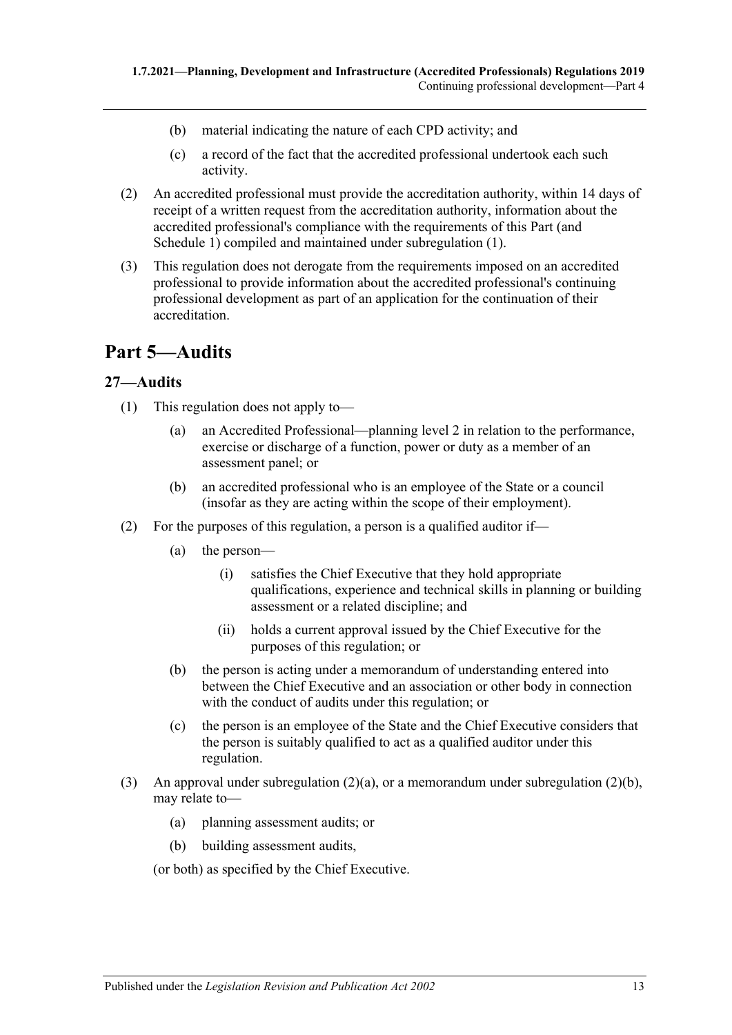(b) material indicating the nature of each CPD activity; and

(c) a record of the fact that the accredited professional undertook each such activity.

(2) An accredited professional must provide the accreditation authority, within 14 days of receipt of a written request from the accreditation authority, information about the accredited professional's compliance with the requirements of this Part (and Schedule 1) compiled and maintained under subregulation (1).

(3) This regulation does not derogate from the requirements imposed on an accredited professional to provide information about the accredited professional's continuing professional development as part of an application for the continuation of their accreditation.

# Part 5—Audits

## 27—Audits

(1) This regulation does not apply to—

(a) an Accredited Professional—planning level 2 in relation to the performance, exercise or discharge of a function, power or duty as a member of an assessment panel; or

(b) an accredited professional who is an employee of the State or a council (insofar as they are acting within the scope of their employment).

(2) For the purposes of this regulation, a person is a qualified auditor if—

(a) the person—

(i) satisfies the Chief Executive that they hold appropriate qualifications, experience and technical skills in planning or building assessment or a related discipline; and

(ii) holds a current approval issued by the Chief Executive for the purposes of this regulation; or

(b) the person is acting under a memorandum of understanding entered into between the Chief Executive and an association or other body in connection with the conduct of audits under this regulation; or

(c) the person is an employee of the State and the Chief Executive considers that the person is suitably qualified to act as a qualified auditor under this regulation.

(3) An approval under subregulation (2)(a), or a memorandum under subregulation (2)(b), may relate to—

(a) planning assessment audits; or

(b) building assessment audits,

(or both) as specified by the Chief Executive.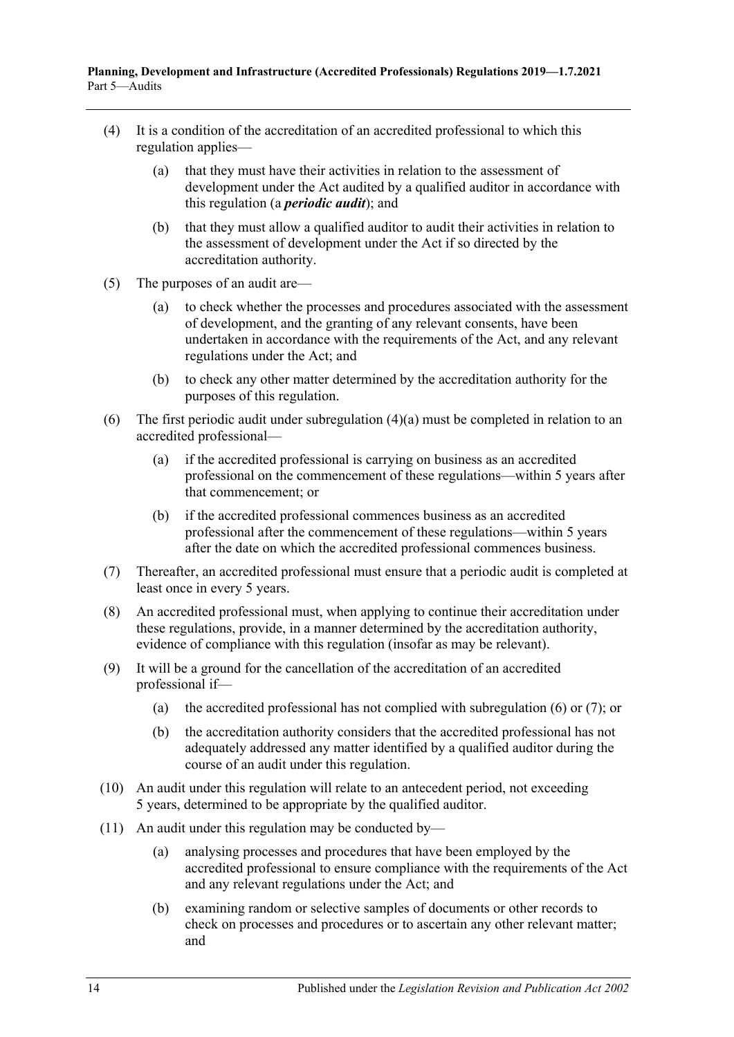(4) It is a condition of the accreditation of an accredited professional to which this regulation applies—

(a) that they must have their activities in relation to the assessment of development under the Act audited by a qualified auditor in accordance with this regulation (a ***periodic audit***); and

(b) that they must allow a qualified auditor to audit their activities in relation to the assessment of development under the Act if so directed by the accreditation authority.

(5) The purposes of an audit are—

(a) to check whether the processes and procedures associated with the assessment of development, and the granting of any relevant consents, have been undertaken in accordance with the requirements of the Act, and any relevant regulations under the Act; and

(b) to check any other matter determined by the accreditation authority for the purposes of this regulation.

(6) The first periodic audit under subregulation (4)(a) must be completed in relation to an accredited professional—

(a) if the accredited professional is carrying on business as an accredited professional on the commencement of these regulations—within 5 years after that commencement; or

(b) if the accredited professional commences business as an accredited professional after the commencement of these regulations—within 5 years after the date on which the accredited professional commences business.

(7) Thereafter, an accredited professional must ensure that a periodic audit is completed at least once in every 5 years.

(8) An accredited professional must, when applying to continue their accreditation under these regulations, provide, in a manner determined by the accreditation authority, evidence of compliance with this regulation (insofar as may be relevant).

(9) It will be a ground for the cancellation of the accreditation of an accredited professional if—

(a) the accredited professional has not complied with subregulation (6) or (7); or

(b) the accreditation authority considers that the accredited professional has not adequately addressed any matter identified by a qualified auditor during the course of an audit under this regulation.

(10) An audit under this regulation will relate to an antecedent period, not exceeding 5 years, determined to be appropriate by the qualified auditor.

(11) An audit under this regulation may be conducted by—

(a) analysing processes and procedures that have been employed by the accredited professional to ensure compliance with the requirements of the Act and any relevant regulations under the Act; and

(b) examining random or selective samples of documents or other records to check on processes and procedures or to ascertain any other relevant matter; and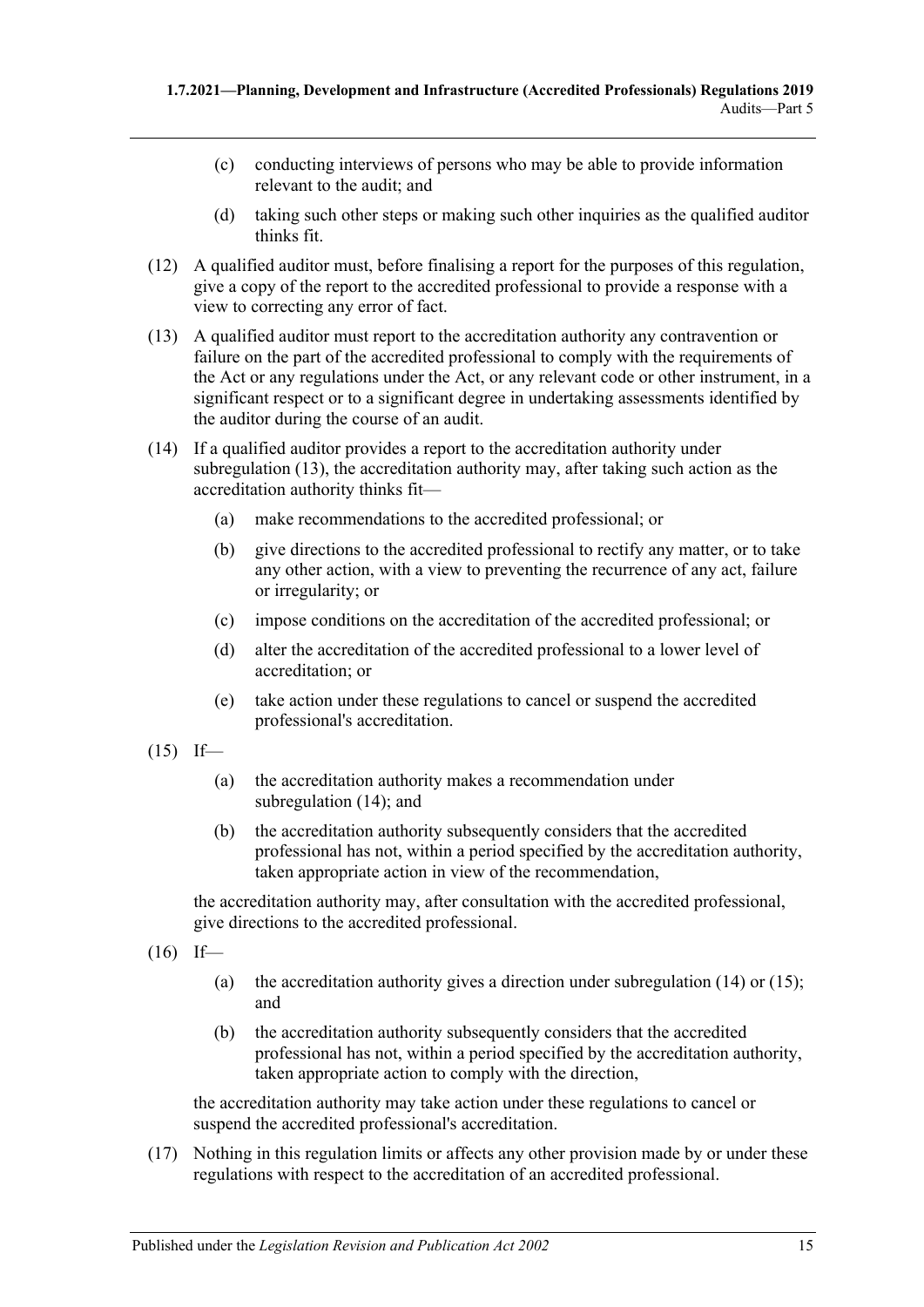(c) conducting interviews of persons who may be able to provide information relevant to the audit; and

(d) taking such other steps or making such other inquiries as the qualified auditor thinks fit.

(12) A qualified auditor must, before finalising a report for the purposes of this regulation, give a copy of the report to the accredited professional to provide a response with a view to correcting any error of fact.

(13) A qualified auditor must report to the accreditation authority any contravention or failure on the part of the accredited professional to comply with the requirements of the Act or any regulations under the Act, or any relevant code or other instrument, in a significant respect or to a significant degree in undertaking assessments identified by the auditor during the course of an audit.

(14) If a qualified auditor provides a report to the accreditation authority under subregulation (13), the accreditation authority may, after taking such action as the accreditation authority thinks fit—

(a) make recommendations to the accredited professional; or

(b) give directions to the accredited professional to rectify any matter, or to take any other action, with a view to preventing the recurrence of any act, failure or irregularity; or

(c) impose conditions on the accreditation of the accredited professional; or

(d) alter the accreditation of the accredited professional to a lower level of accreditation; or

(e) take action under these regulations to cancel or suspend the accredited professional's accreditation.

(15) If—

(a) the accreditation authority makes a recommendation under subregulation (14); and

(b) the accreditation authority subsequently considers that the accredited professional has not, within a period specified by the accreditation authority, taken appropriate action in view of the recommendation,

the accreditation authority may, after consultation with the accredited professional, give directions to the accredited professional.

(16) If—

(a) the accreditation authority gives a direction under subregulation (14) or (15); and

(b) the accreditation authority subsequently considers that the accredited professional has not, within a period specified by the accreditation authority, taken appropriate action to comply with the direction,

the accreditation authority may take action under these regulations to cancel or suspend the accredited professional's accreditation.

(17) Nothing in this regulation limits or affects any other provision made by or under these regulations with respect to the accreditation of an accredited professional.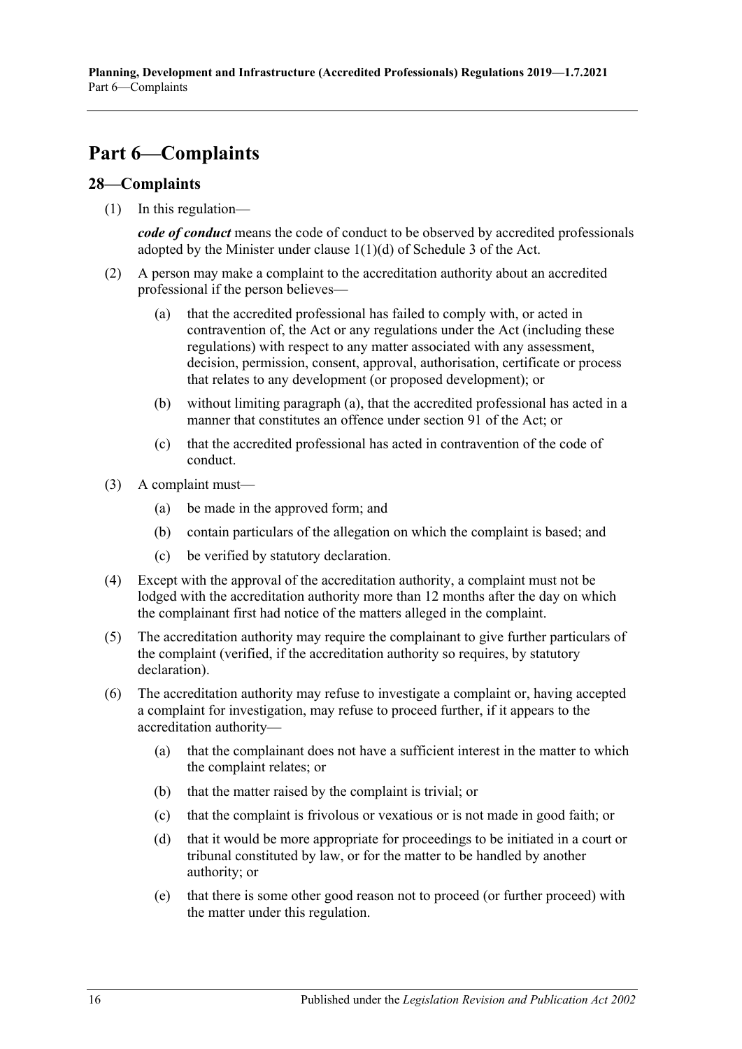# Part 6—Complaints

## 28—Complaints

(1) In this regulation—

***code of conduct*** means the code of conduct to be observed by accredited professionals adopted by the Minister under clause 1(1)(d) of Schedule 3 of the Act.

(2) A person may make a complaint to the accreditation authority about an accredited professional if the person believes—

- (a) that the accredited professional has failed to comply with, or acted in contravention of, the Act or any regulations under the Act (including these regulations) with respect to any matter associated with any assessment, decision, permission, consent, approval, authorisation, certificate or process that relates to any development (or proposed development); or
- (b) without limiting paragraph (a), that the accredited professional has acted in a manner that constitutes an offence under section 91 of the Act; or
- (c) that the accredited professional has acted in contravention of the code of conduct.

(3) A complaint must—

- (a) be made in the approved form; and
- (b) contain particulars of the allegation on which the complaint is based; and
- (c) be verified by statutory declaration.

(4) Except with the approval of the accreditation authority, a complaint must not be lodged with the accreditation authority more than 12 months after the day on which the complainant first had notice of the matters alleged in the complaint.

(5) The accreditation authority may require the complainant to give further particulars of the complaint (verified, if the accreditation authority so requires, by statutory declaration).

(6) The accreditation authority may refuse to investigate a complaint or, having accepted a complaint for investigation, may refuse to proceed further, if it appears to the accreditation authority—

- (a) that the complainant does not have a sufficient interest in the matter to which the complaint relates; or
- (b) that the matter raised by the complaint is trivial; or
- (c) that the complaint is frivolous or vexatious or is not made in good faith; or
- (d) that it would be more appropriate for proceedings to be initiated in a court or tribunal constituted by law, or for the matter to be handled by another authority; or
- (e) that there is some other good reason not to proceed (or further proceed) with the matter under this regulation.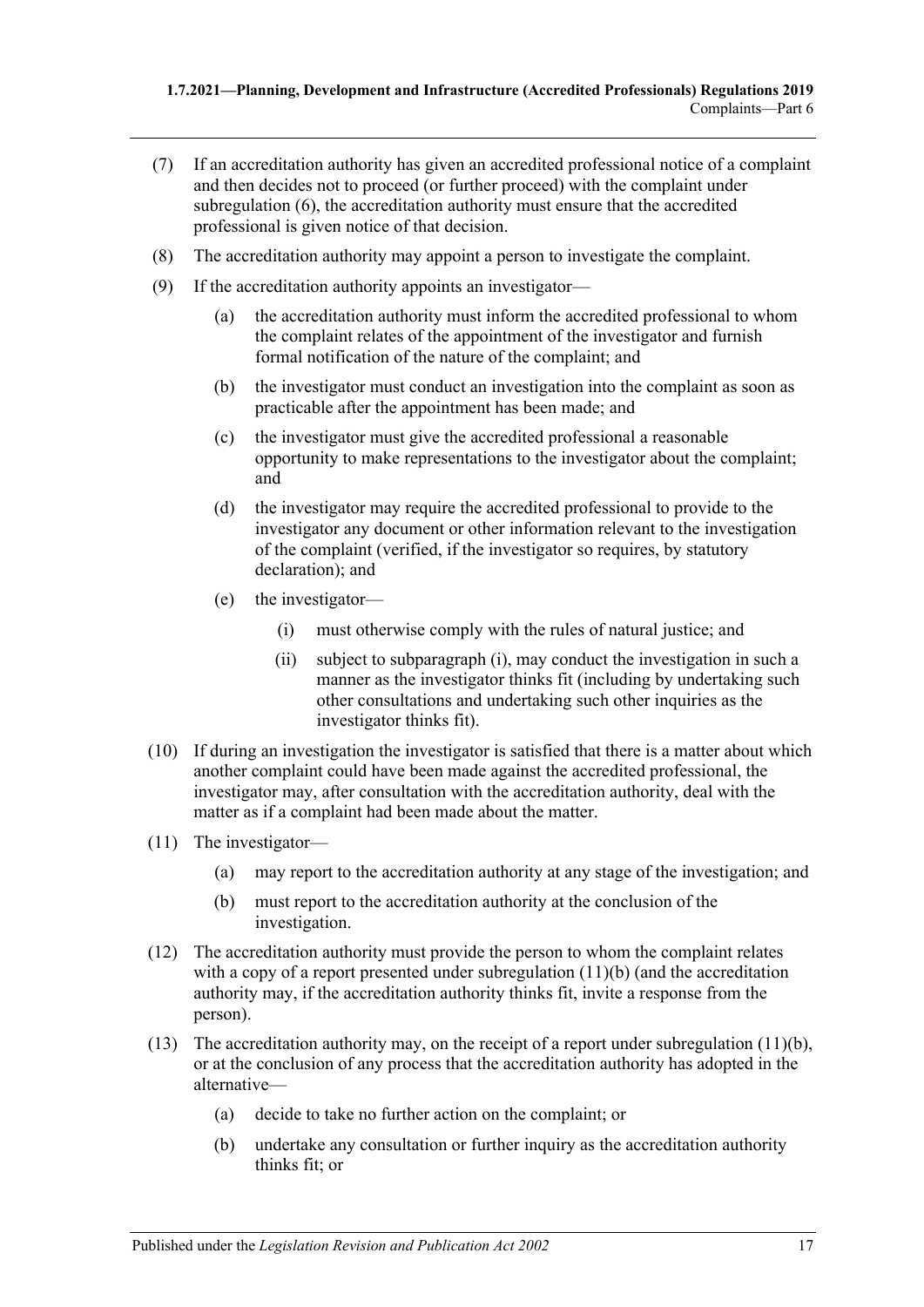(7) If an accreditation authority has given an accredited professional notice of a complaint and then decides not to proceed (or further proceed) with the complaint under subregulation (6), the accreditation authority must ensure that the accredited professional is given notice of that decision.

(8) The accreditation authority may appoint a person to investigate the complaint.

(9) If the accreditation authority appoints an investigator—

(a) the accreditation authority must inform the accredited professional to whom the complaint relates of the appointment of the investigator and furnish formal notification of the nature of the complaint; and

(b) the investigator must conduct an investigation into the complaint as soon as practicable after the appointment has been made; and

(c) the investigator must give the accredited professional a reasonable opportunity to make representations to the investigator about the complaint; and

(d) the investigator may require the accredited professional to provide to the investigator any document or other information relevant to the investigation of the complaint (verified, if the investigator so requires, by statutory declaration); and

(e) the investigator—

(i) must otherwise comply with the rules of natural justice; and

(ii) subject to subparagraph (i), may conduct the investigation in such a manner as the investigator thinks fit (including by undertaking such other consultations and undertaking such other inquiries as the investigator thinks fit).

(10) If during an investigation the investigator is satisfied that there is a matter about which another complaint could have been made against the accredited professional, the investigator may, after consultation with the accreditation authority, deal with the matter as if a complaint had been made about the matter.

(11) The investigator—

(a) may report to the accreditation authority at any stage of the investigation; and

(b) must report to the accreditation authority at the conclusion of the investigation.

(12) The accreditation authority must provide the person to whom the complaint relates with a copy of a report presented under subregulation (11)(b) (and the accreditation authority may, if the accreditation authority thinks fit, invite a response from the person).

(13) The accreditation authority may, on the receipt of a report under subregulation (11)(b), or at the conclusion of any process that the accreditation authority has adopted in the alternative—

(a) decide to take no further action on the complaint; or

(b) undertake any consultation or further inquiry as the accreditation authority thinks fit; or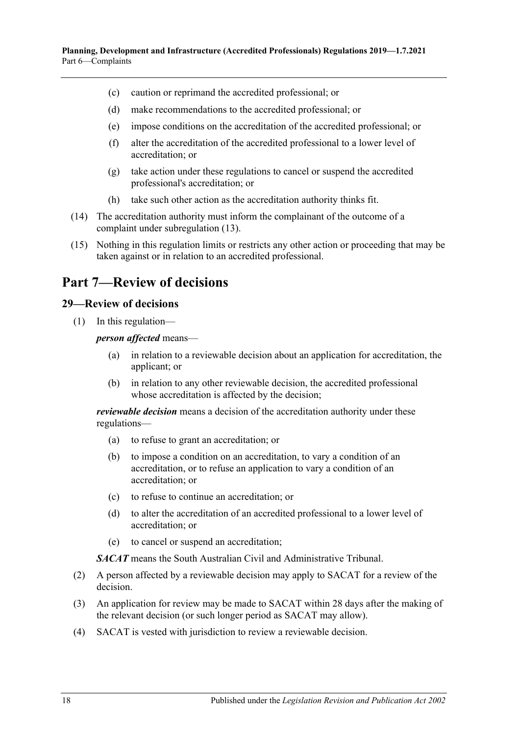(c) caution or reprimand the accredited professional; or

(d) make recommendations to the accredited professional; or

(e) impose conditions on the accreditation of the accredited professional; or

(f) alter the accreditation of the accredited professional to a lower level of accreditation; or

(g) take action under these regulations to cancel or suspend the accredited professional's accreditation; or

(h) take such other action as the accreditation authority thinks fit.

(14) The accreditation authority must inform the complainant of the outcome of a complaint under subregulation (13).

(15) Nothing in this regulation limits or restricts any other action or proceeding that may be taken against or in relation to an accredited professional.

# Part 7—Review of decisions

## 29—Review of decisions

(1) In this regulation—

***person affected*** means—

(a) in relation to a reviewable decision about an application for accreditation, the applicant; or

(b) in relation to any other reviewable decision, the accredited professional whose accreditation is affected by the decision;

***reviewable decision*** means a decision of the accreditation authority under these regulations—

(a) to refuse to grant an accreditation; or

(b) to impose a condition on an accreditation, to vary a condition of an accreditation, or to refuse an application to vary a condition of an accreditation; or

(c) to refuse to continue an accreditation; or

(d) to alter the accreditation of an accredited professional to a lower level of accreditation; or

(e) to cancel or suspend an accreditation;

***SACAT*** means the South Australian Civil and Administrative Tribunal.

(2) A person affected by a reviewable decision may apply to SACAT for a review of the decision.

(3) An application for review may be made to SACAT within 28 days after the making of the relevant decision (or such longer period as SACAT may allow).

(4) SACAT is vested with jurisdiction to review a reviewable decision.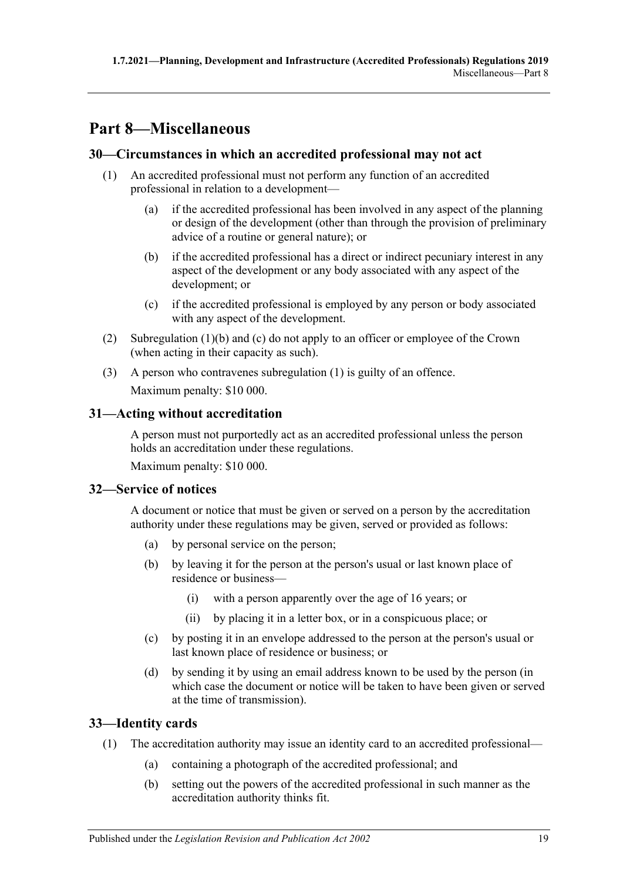# Part 8—Miscellaneous

## 30—Circumstances in which an accredited professional may not act

(1) An accredited professional must not perform any function of an accredited professional in relation to a development—

  (a) if the accredited professional has been involved in any aspect of the planning or design of the development (other than through the provision of preliminary advice of a routine or general nature); or

  (b) if the accredited professional has a direct or indirect pecuniary interest in any aspect of the development or any body associated with any aspect of the development; or

  (c) if the accredited professional is employed by any person or body associated with any aspect of the development.

(2) Subregulation (1)(b) and (c) do not apply to an officer or employee of the Crown (when acting in their capacity as such).

(3) A person who contravenes subregulation (1) is guilty of an offence.

Maximum penalty: $10 000.

## 31—Acting without accreditation

A person must not purportedly act as an accredited professional unless the person holds an accreditation under these regulations.

Maximum penalty: $10 000.

## 32—Service of notices

A document or notice that must be given or served on a person by the accreditation authority under these regulations may be given, served or provided as follows:

  (a) by personal service on the person;

  (b) by leaving it for the person at the person's usual or last known place of residence or business—

    (i) with a person apparently over the age of 16 years; or

    (ii) by placing it in a letter box, or in a conspicuous place; or

  (c) by posting it in an envelope addressed to the person at the person's usual or last known place of residence or business; or

  (d) by sending it by using an email address known to be used by the person (in which case the document or notice will be taken to have been given or served at the time of transmission).

## 33—Identity cards

(1) The accreditation authority may issue an identity card to an accredited professional—

  (a) containing a photograph of the accredited professional; and

  (b) setting out the powers of the accredited professional in such manner as the accreditation authority thinks fit.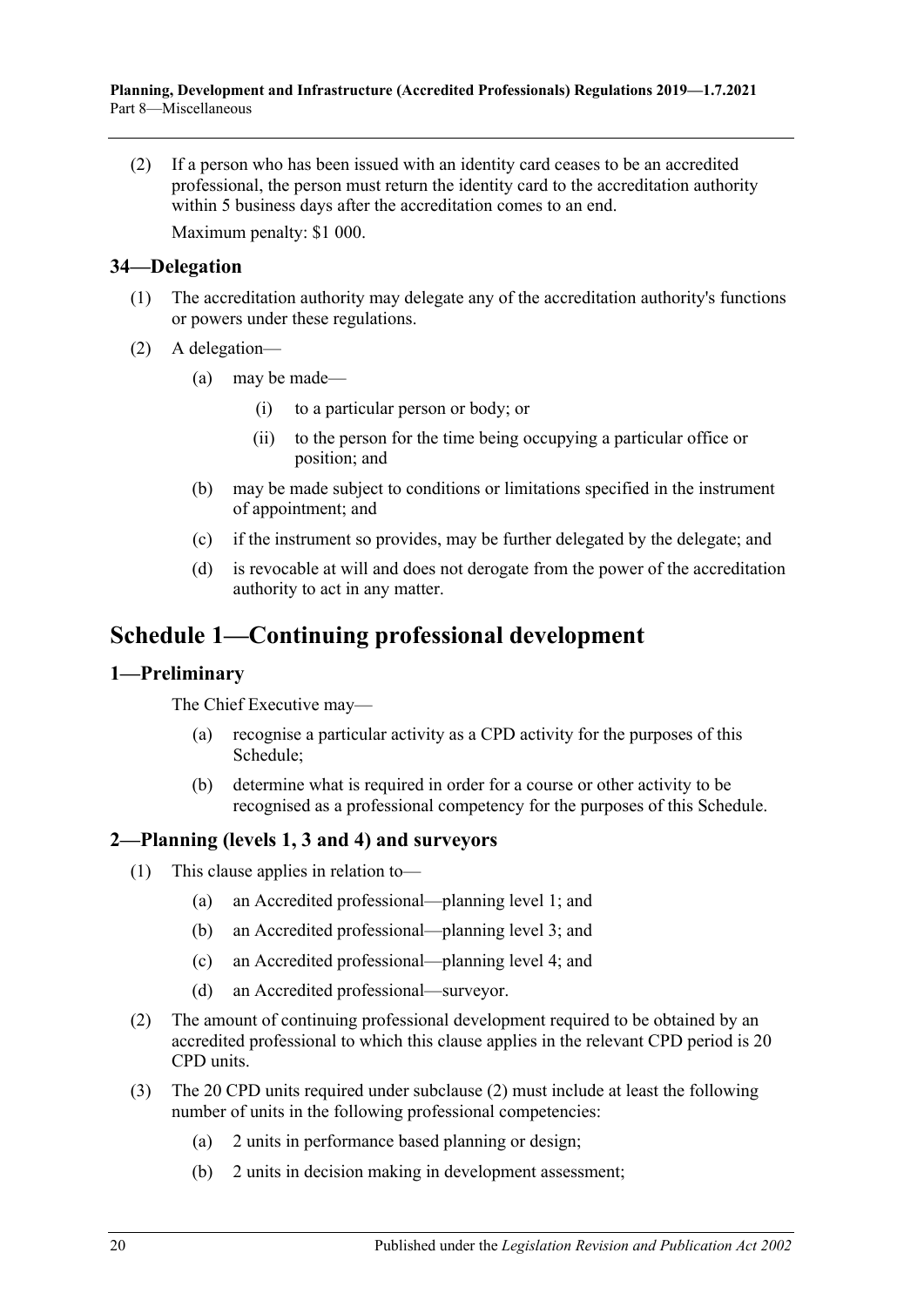(2) If a person who has been issued with an identity card ceases to be an accredited professional, the person must return the identity card to the accreditation authority within 5 business days after the accreditation comes to an end.

Maximum penalty: $1 000.

## 34—Delegation

(1) The accreditation authority may delegate any of the accreditation authority's functions or powers under these regulations.

(2) A delegation—

- (a) may be made—
  - (i) to a particular person or body; or
  - (ii) to the person for the time being occupying a particular office or position; and
- (b) may be made subject to conditions or limitations specified in the instrument of appointment; and
- (c) if the instrument so provides, may be further delegated by the delegate; and
- (d) is revocable at will and does not derogate from the power of the accreditation authority to act in any matter.

# Schedule 1—Continuing professional development

## 1—Preliminary

The Chief Executive may—

- (a) recognise a particular activity as a CPD activity for the purposes of this Schedule;
- (b) determine what is required in order for a course or other activity to be recognised as a professional competency for the purposes of this Schedule.

## 2—Planning (levels 1, 3 and 4) and surveyors

(1) This clause applies in relation to—

- (a) an Accredited professional—planning level 1; and
- (b) an Accredited professional—planning level 3; and
- (c) an Accredited professional—planning level 4; and
- (d) an Accredited professional—surveyor.

(2) The amount of continuing professional development required to be obtained by an accredited professional to which this clause applies in the relevant CPD period is 20 CPD units.

(3) The 20 CPD units required under subclause (2) must include at least the following number of units in the following professional competencies:

- (a) 2 units in performance based planning or design;
- (b) 2 units in decision making in development assessment;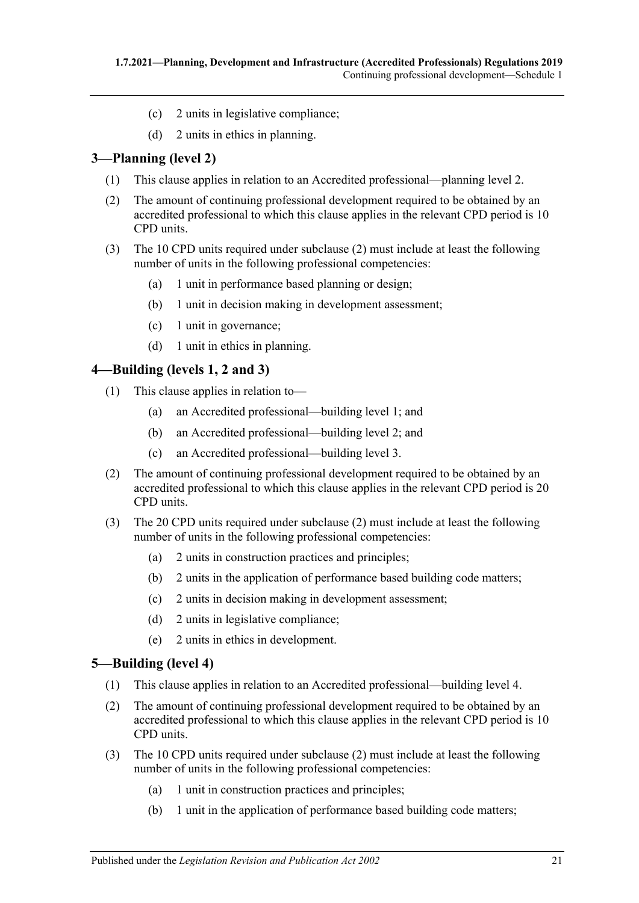(c) 2 units in legislative compliance;

(d) 2 units in ethics in planning.

## 3—Planning (level 2)

(1) This clause applies in relation to an Accredited professional—planning level 2.

(2) The amount of continuing professional development required to be obtained by an accredited professional to which this clause applies in the relevant CPD period is 10 CPD units.

(3) The 10 CPD units required under subclause (2) must include at least the following number of units in the following professional competencies:

(a) 1 unit in performance based planning or design;

(b) 1 unit in decision making in development assessment;

(c) 1 unit in governance;

(d) 1 unit in ethics in planning.

## 4—Building (levels 1, 2 and 3)

(1) This clause applies in relation to—

(a) an Accredited professional—building level 1; and

(b) an Accredited professional—building level 2; and

(c) an Accredited professional—building level 3.

(2) The amount of continuing professional development required to be obtained by an accredited professional to which this clause applies in the relevant CPD period is 20 CPD units.

(3) The 20 CPD units required under subclause (2) must include at least the following number of units in the following professional competencies:

(a) 2 units in construction practices and principles;

(b) 2 units in the application of performance based building code matters;

(c) 2 units in decision making in development assessment;

(d) 2 units in legislative compliance;

(e) 2 units in ethics in development.

## 5—Building (level 4)

(1) This clause applies in relation to an Accredited professional—building level 4.

(2) The amount of continuing professional development required to be obtained by an accredited professional to which this clause applies in the relevant CPD period is 10 CPD units.

(3) The 10 CPD units required under subclause (2) must include at least the following number of units in the following professional competencies:

(a) 1 unit in construction practices and principles;

(b) 1 unit in the application of performance based building code matters;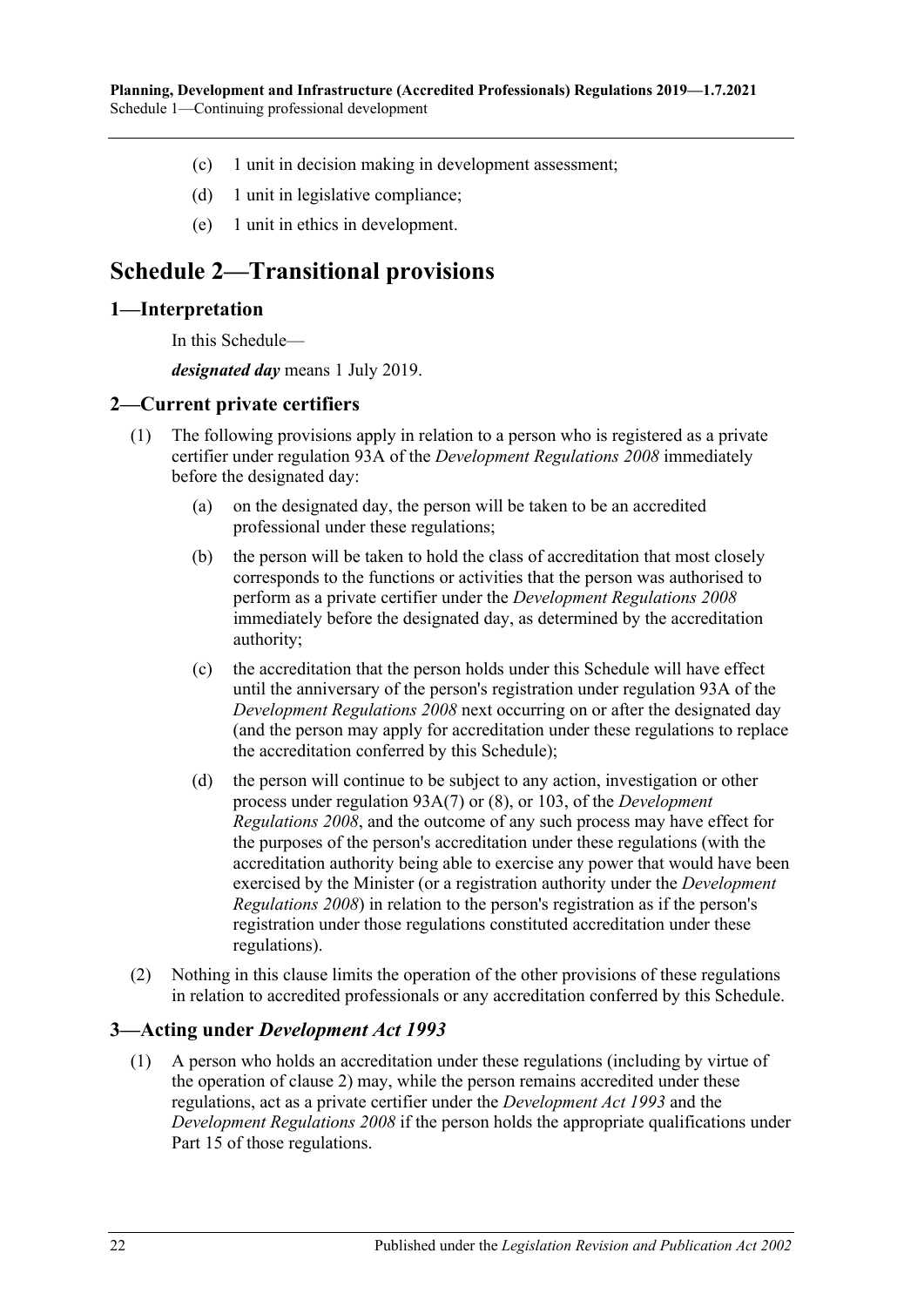(c) 1 unit in decision making in development assessment;

(d) 1 unit in legislative compliance;

(e) 1 unit in ethics in development.

# Schedule 2—Transitional provisions

## 1—Interpretation

In this Schedule—

***designated day*** means 1 July 2019.

## 2—Current private certifiers

(1) The following provisions apply in relation to a person who is registered as a private certifier under regulation 93A of the *Development Regulations 2008* immediately before the designated day:

(a) on the designated day, the person will be taken to be an accredited professional under these regulations;

(b) the person will be taken to hold the class of accreditation that most closely corresponds to the functions or activities that the person was authorised to perform as a private certifier under the *Development Regulations 2008* immediately before the designated day, as determined by the accreditation authority;

(c) the accreditation that the person holds under this Schedule will have effect until the anniversary of the person's registration under regulation 93A of the *Development Regulations 2008* next occurring on or after the designated day (and the person may apply for accreditation under these regulations to replace the accreditation conferred by this Schedule);

(d) the person will continue to be subject to any action, investigation or other process under regulation 93A(7) or (8), or 103, of the *Development Regulations 2008*, and the outcome of any such process may have effect for the purposes of the person's accreditation under these regulations (with the accreditation authority being able to exercise any power that would have been exercised by the Minister (or a registration authority under the *Development Regulations 2008*) in relation to the person's registration as if the person's registration under those regulations constituted accreditation under these regulations).

(2) Nothing in this clause limits the operation of the other provisions of these regulations in relation to accredited professionals or any accreditation conferred by this Schedule.

## 3—Acting under *Development Act 1993*

(1) A person who holds an accreditation under these regulations (including by virtue of the operation of clause 2) may, while the person remains accredited under these regulations, act as a private certifier under the *Development Act 1993* and the *Development Regulations 2008* if the person holds the appropriate qualifications under Part 15 of those regulations.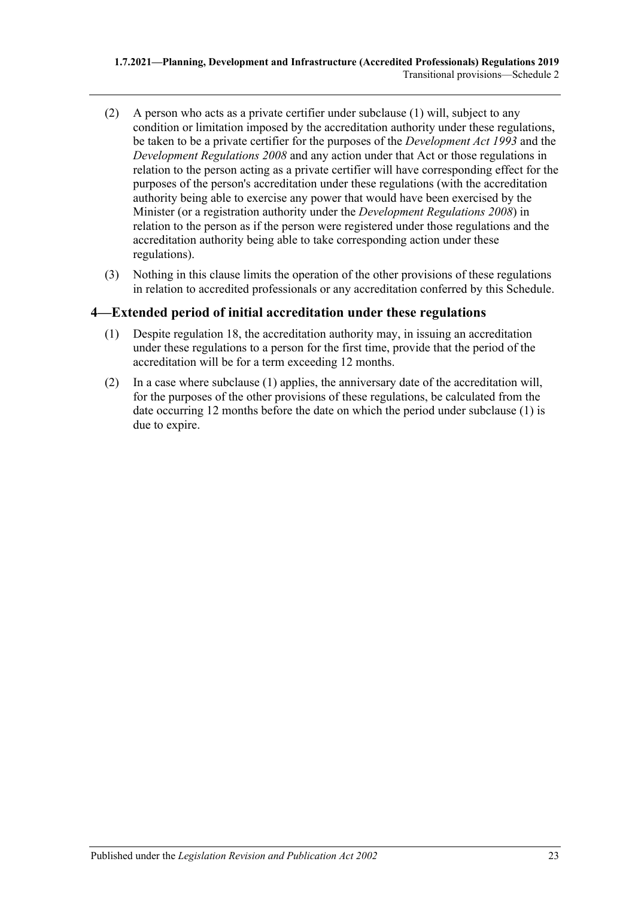(2) A person who acts as a private certifier under subclause (1) will, subject to any condition or limitation imposed by the accreditation authority under these regulations, be taken to be a private certifier for the purposes of the *Development Act 1993* and the *Development Regulations 2008* and any action under that Act or those regulations in relation to the person acting as a private certifier will have corresponding effect for the purposes of the person's accreditation under these regulations (with the accreditation authority being able to exercise any power that would have been exercised by the Minister (or a registration authority under the *Development Regulations 2008*) in relation to the person as if the person were registered under those regulations and the accreditation authority being able to take corresponding action under these regulations).

(3) Nothing in this clause limits the operation of the other provisions of these regulations in relation to accredited professionals or any accreditation conferred by this Schedule.

## 4—Extended period of initial accreditation under these regulations

(1) Despite regulation 18, the accreditation authority may, in issuing an accreditation under these regulations to a person for the first time, provide that the period of the accreditation will be for a term exceeding 12 months.

(2) In a case where subclause (1) applies, the anniversary date of the accreditation will, for the purposes of the other provisions of these regulations, be calculated from the date occurring 12 months before the date on which the period under subclause (1) is due to expire.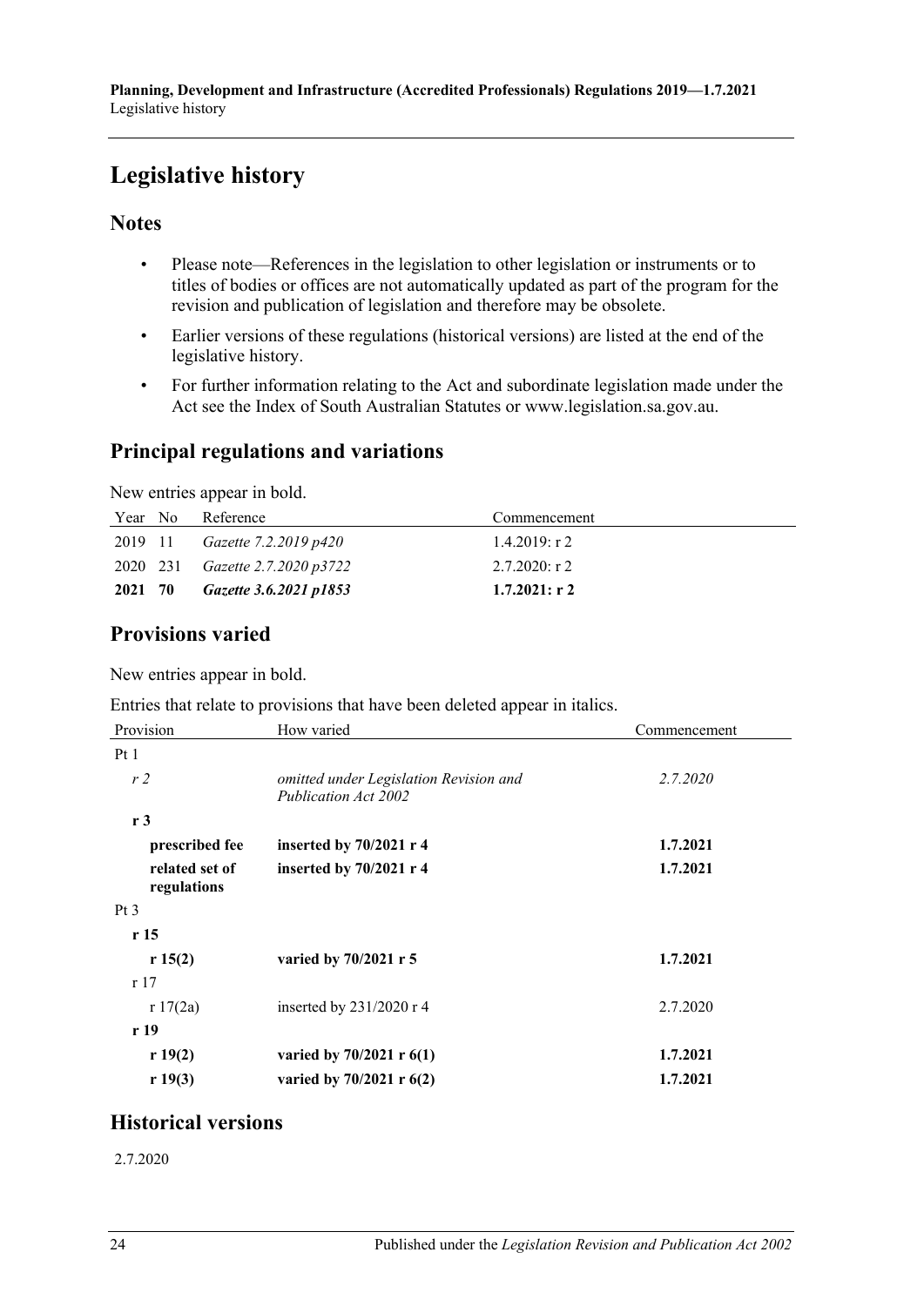# Legislative history

## Notes

- Please note—References in the legislation to other legislation or instruments or to titles of bodies or offices are not automatically updated as part of the program for the revision and publication of legislation and therefore may be obsolete.
- Earlier versions of these regulations (historical versions) are listed at the end of the legislative history.
- For further information relating to the Act and subordinate legislation made under the Act see the Index of South Australian Statutes or www.legislation.sa.gov.au.

## Principal regulations and variations

New entries appear in bold.

| Year | No | Reference | Commencement |
|---|---|---|---|
| 2019 | 11 | *Gazette 7.2.2019 p420* | 1.4.2019: r 2 |
| 2020 | 231 | *Gazette 2.7.2020 p3722* | 2.7.2020: r 2 |
| **2021** | **70** | ***Gazette 3.6.2021 p1853*** | **1.7.2021: r 2** |

## Provisions varied

New entries appear in bold.

Entries that relate to provisions that have been deleted appear in italics.

| Provision | How varied | Commencement |
|---|---|---|
| Pt 1 | | |
| *r 2* | *omitted under Legislation Revision and Publication Act 2002* | *2.7.2020* |
| **r 3** | | |
| **prescribed fee** | **inserted by 70/2021 r 4** | **1.7.2021** |
| **related set of regulations** | **inserted by 70/2021 r 4** | **1.7.2021** |
| Pt 3 | | |
| **r 15** | | |
| **r 15(2)** | **varied by 70/2021 r 5** | **1.7.2021** |
| r 17 | | |
| r 17(2a) | inserted by 231/2020 r 4 | 2.7.2020 |
| **r 19** | | |
| **r 19(2)** | **varied by 70/2021 r 6(1)** | **1.7.2021** |
| **r 19(3)** | **varied by 70/2021 r 6(2)** | **1.7.2021** |

## Historical versions

2.7.2020